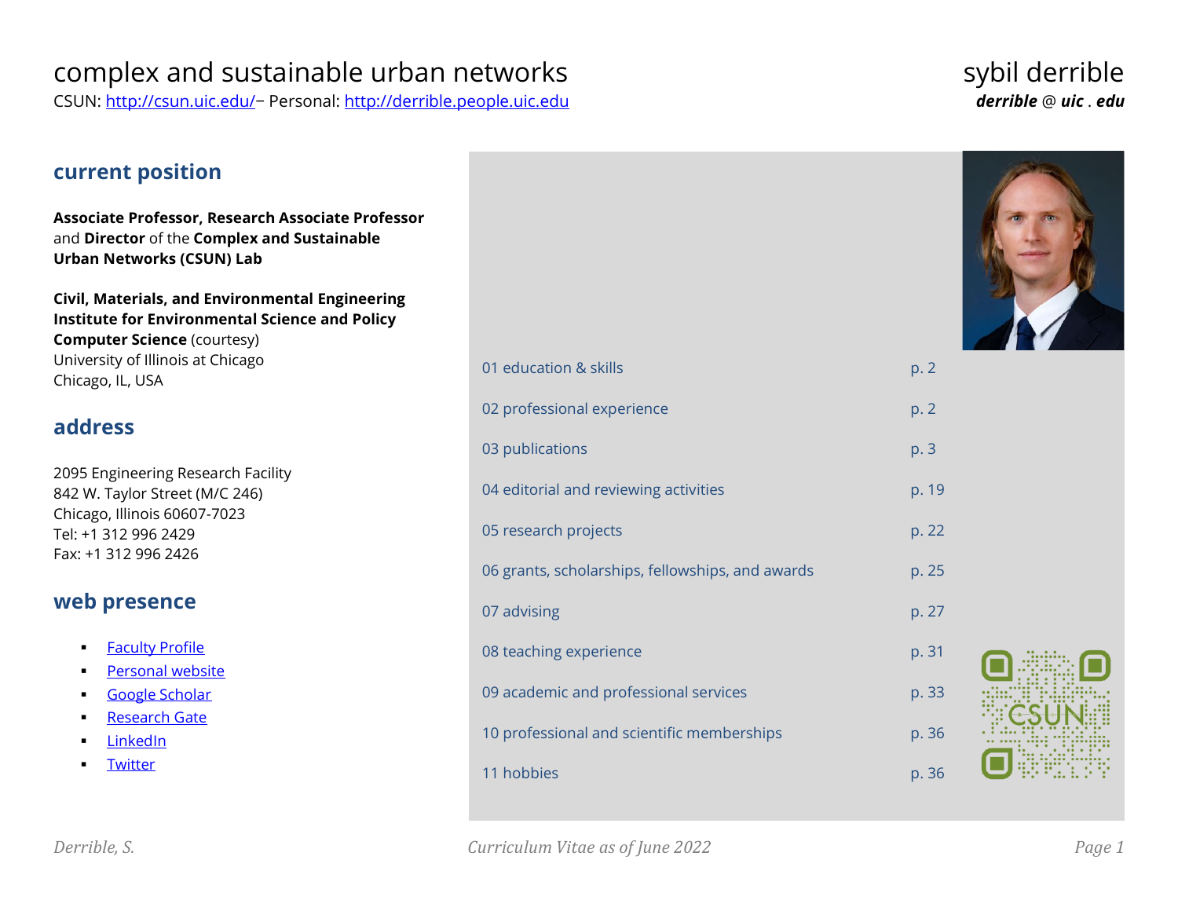# complex and sustainable urban networks

CSUN: [http://csun.uic.edu/](http://csun.uic.edu/)– Personal: [http://derrible.people.uic.edu](http://derrible.people.uic.edu)

# sybil derrible

***derrible @ uic . edu***

## current position

**Associate Professor, Research Associate Professor** and **Director** of the **Complex and Sustainable Urban Networks (CSUN) Lab**

**Civil, Materials, and Environmental Engineering**
**Institute for Environmental Science and Policy**
**Computer Science** (courtesy)
University of Illinois at Chicago
Chicago, IL, USA

## address

2095 Engineering Research Facility
842 W. Taylor Street (M/C 246)
Chicago, Illinois 60607-7023
Tel: +1 312 996 2429
Fax: +1 312 996 2426

## web presence

- Faculty Profile
- Personal website
- Google Scholar
- Research Gate
- LinkedIn
- Twitter

| | |
|---|---|
| 01 education & skills | p. 2 |
| 02 professional experience | p. 2 |
| 03 publications | p. 3 |
| 04 editorial and reviewing activities | p. 19 |
| 05 research projects | p. 22 |
| 06 grants, scholarships, fellowships, and awards | p. 25 |
| 07 advising | p. 27 |
| 08 teaching experience | p. 31 |
| 09 academic and professional services | p. 33 |
| 10 professional and scientific memberships | p. 36 |
| 11 hobbies | p. 36 |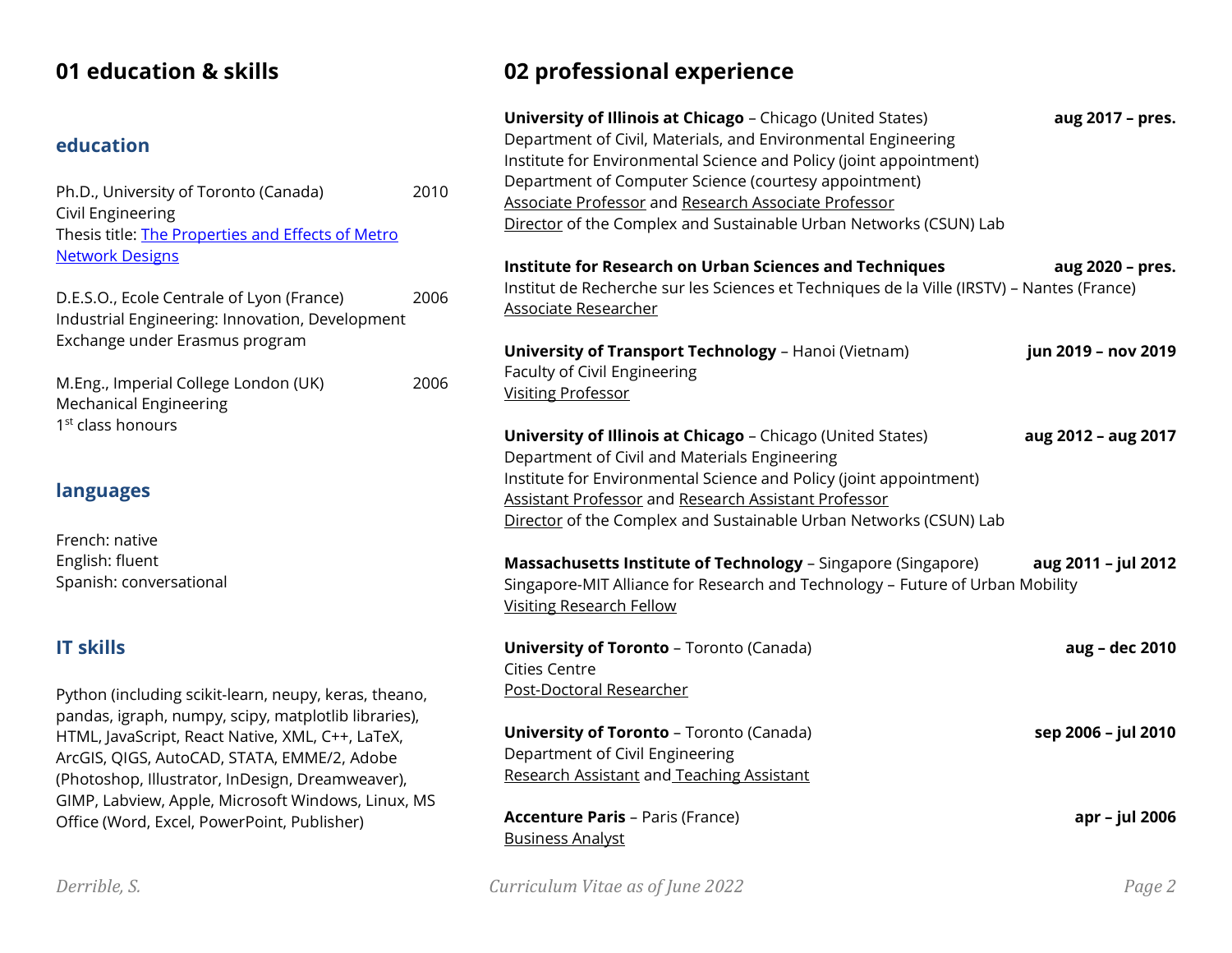# 01 education & skills

## education

Ph.D., University of Toronto (Canada) 2010
Civil Engineering
Thesis title: [The Properties and Effects of Metro Network Designs]

D.E.S.O., Ecole Centrale of Lyon (France) 2006
Industrial Engineering: Innovation, Development
Exchange under Erasmus program

M.Eng., Imperial College London (UK) 2006
Mechanical Engineering
1st class honours

## languages

French: native
English: fluent
Spanish: conversational

## IT skills

Python (including scikit-learn, neupy, keras, theano, pandas, igraph, numpy, scipy, matplotlib libraries), HTML, JavaScript, React Native, XML, C++, LaTeX, ArcGIS, QIGS, AutoCAD, STATA, EMME/2, Adobe (Photoshop, Illustrator, InDesign, Dreamweaver), GIMP, Labview, Apple, Microsoft Windows, Linux, MS Office (Word, Excel, PowerPoint, Publisher)

# 02 professional experience

**University of Illinois at Chicago** – Chicago (United States) **aug 2017 – pres.**
Department of Civil, Materials, and Environmental Engineering
Institute for Environmental Science and Policy (joint appointment)
Department of Computer Science (courtesy appointment)
Associate Professor and Research Associate Professor
Director of the Complex and Sustainable Urban Networks (CSUN) Lab

**Institute for Research on Urban Sciences and Techniques** **aug 2020 – pres.**
Institut de Recherche sur les Sciences et Techniques de la Ville (IRSTV) – Nantes (France)
Associate Researcher

**University of Transport Technology** – Hanoi (Vietnam) **jun 2019 – nov 2019**
Faculty of Civil Engineering
Visiting Professor

**University of Illinois at Chicago** – Chicago (United States) **aug 2012 – aug 2017**
Department of Civil and Materials Engineering
Institute for Environmental Science and Policy (joint appointment)
Assistant Professor and Research Assistant Professor
Director of the Complex and Sustainable Urban Networks (CSUN) Lab

**Massachusetts Institute of Technology** – Singapore (Singapore) **aug 2011 – jul 2012**
Singapore-MIT Alliance for Research and Technology – Future of Urban Mobility
Visiting Research Fellow

**University of Toronto** – Toronto (Canada) **aug – dec 2010**
Cities Centre
Post-Doctoral Researcher

**University of Toronto** – Toronto (Canada) **sep 2006 – jul 2010**
Department of Civil Engineering
Research Assistant and Teaching Assistant

**Accenture Paris** – Paris (France) **apr – jul 2006**
Business Analyst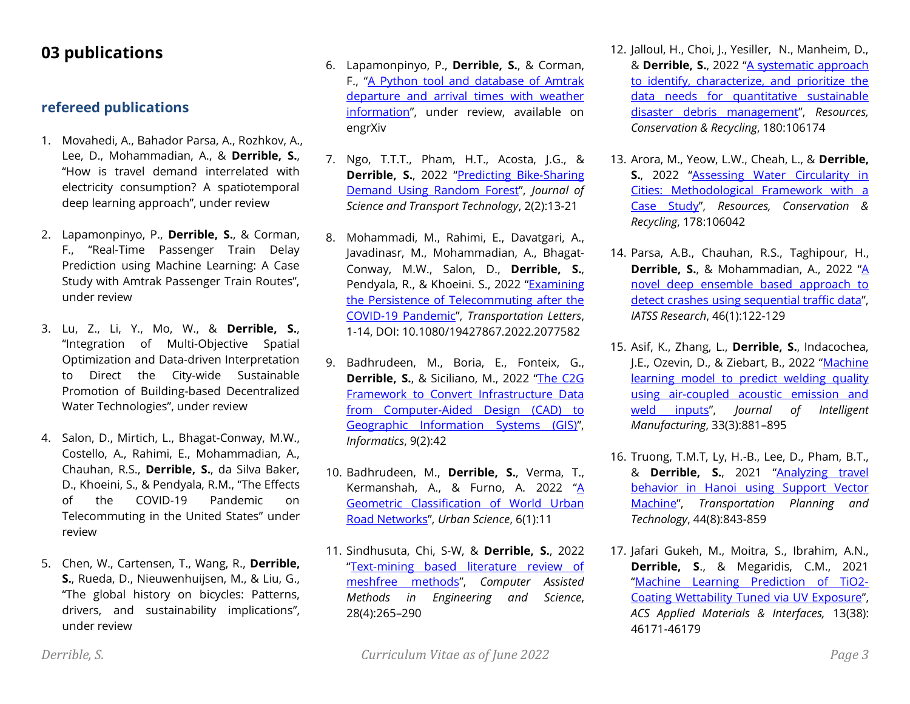# 03 publications

## refereed publications

1. Movahedi, A., Bahador Parsa, A., Rozhkov, A., Lee, D., Mohammadian, A., & **Derrible, S.**, "How is travel demand interrelated with electricity consumption? A spatiotemporal deep learning approach", under review

2. Lapamonpinyo, P., **Derrible, S.**, & Corman, F., "Real-Time Passenger Train Delay Prediction using Machine Learning: A Case Study with Amtrak Passenger Train Routes", under review

3. Lu, Z., Li, Y., Mo, W., & **Derrible, S.**, "Integration of Multi-Objective Spatial Optimization and Data-driven Interpretation to Direct the City-wide Sustainable Promotion of Building-based Decentralized Water Technologies", under review

4. Salon, D., Mirtich, L., Bhagat-Conway, M.W., Costello, A., Rahimi, E., Mohammadian, A., Chauhan, R.S., **Derrible, S.**, da Silva Baker, D., Khoeini, S., & Pendyala, R.M., "The Effects of the COVID-19 Pandemic on Telecommuting in the United States" under review

5. Chen, W., Cartensen, T., Wang, R., **Derrible, S.**, Rueda, D., Nieuwenhuijsen, M., & Liu, G., "The global history on bicycles: Patterns, drivers, and sustainability implications", under review

6. Lapamonpinyo, P., **Derrible, S.**, & Corman, F., "A Python tool and database of Amtrak departure and arrival times with weather information", under review, available on engrXiv

7. Ngo, T.T.T., Pham, H.T., Acosta, J.G., & **Derrible, S.**, 2022 "Predicting Bike-Sharing Demand Using Random Forest", *Journal of Science and Transport Technology*, 2(2):13-21

8. Mohammadi, M., Rahimi, E., Davatgari, A., Javadinasr, M., Mohammadian, A., Bhagat-Conway, M.W., Salon, D., **Derrible, S.**, Pendyala, R., & Khoeini. S., 2022 "Examining the Persistence of Telecommuting after the COVID-19 Pandemic", *Transportation Letters*, 1-14, DOI: 10.1080/19427867.2022.2077582

9. Badhrudeen, M., Boria, E., Fonteix, G., **Derrible, S.**, & Siciliano, M., 2022 "The C2G Framework to Convert Infrastructure Data from Computer-Aided Design (CAD) to Geographic Information Systems (GIS)", *Informatics*, 9(2):42

10. Badhrudeen, M., **Derrible, S.**, Verma, T., Kermanshah, A., & Furno, A. 2022 "A Geometric Classification of World Urban Road Networks", *Urban Science*, 6(1):11

11. Sindhusuta, Chi, S-W, & **Derrible, S.**, 2022 "Text-mining based literature review of meshfree methods", *Computer Assisted Methods in Engineering and Science*, 28(4):265–290

12. Jalloul, H., Choi, J., Yesiller, N., Manheim, D., & **Derrible, S.**, 2022 "A systematic approach to identify, characterize, and prioritize the data needs for quantitative sustainable disaster debris management", *Resources, Conservation & Recycling*, 180:106174

13. Arora, M., Yeow, L.W., Cheah, L., & **Derrible, S.**, 2022 "Assessing Water Circularity in Cities: Methodological Framework with a Case Study", *Resources, Conservation & Recycling*, 178:106042

14. Parsa, A.B., Chauhan, R.S., Taghipour, H., **Derrible, S.**, & Mohammadian, A., 2022 "A novel deep ensemble based approach to detect crashes using sequential traffic data", *IATSS Research*, 46(1):122-129

15. Asif, K., Zhang, L., **Derrible, S.**, Indacochea, J.E., Ozevin, D., & Ziebart, B., 2022 "Machine learning model to predict welding quality using air-coupled acoustic emission and weld inputs", *Journal of Intelligent Manufacturing*, 33(3):881–895

16. Truong, T.M.T, Ly, H.-B., Lee, D., Pham, B.T., & **Derrible, S.**, 2021 "Analyzing travel behavior in Hanoi using Support Vector Machine", *Transportation Planning and Technology*, 44(8):843-859

17. Jafari Gukeh, M., Moitra, S., Ibrahim, A.N., **Derrible, S.**, & Megaridis, C.M., 2021 "Machine Learning Prediction of TiO2-Coating Wettability Tuned via UV Exposure", *ACS Applied Materials & Interfaces,* 13(38): 46171-46179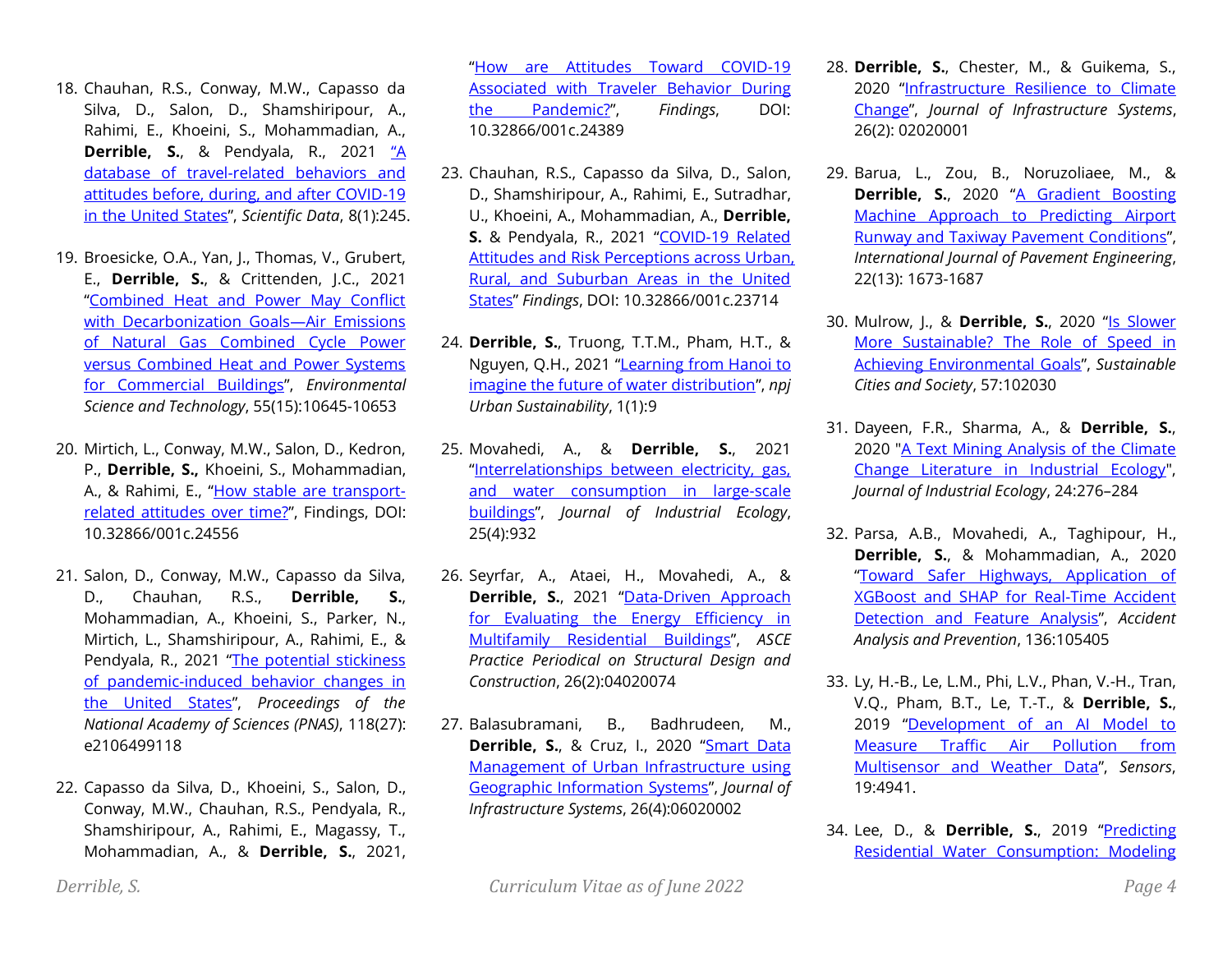18. Chauhan, R.S., Conway, M.W., Capasso da Silva, D., Salon, D., Shamshiripour, A., Rahimi, E., Khoeini, S., Mohammadian, A., **Derrible, S.**, & Pendyala, R., 2021 "A database of travel-related behaviors and attitudes before, during, and after COVID-19 in the United States", *Scientific Data*, 8(1):245.

19. Broesicke, O.A., Yan, J., Thomas, V., Grubert, E., **Derrible, S.**, & Crittenden, J.C., 2021 "Combined Heat and Power May Conflict with Decarbonization Goals—Air Emissions of Natural Gas Combined Cycle Power versus Combined Heat and Power Systems for Commercial Buildings", *Environmental Science and Technology*, 55(15):10645-10653

20. Mirtich, L., Conway, M.W., Salon, D., Kedron, P., **Derrible, S.,** Khoeini, S., Mohammadian, A., & Rahimi, E., "How stable are transport-related attitudes over time?", Findings, DOI: 10.32866/001c.24556

21. Salon, D., Conway, M.W., Capasso da Silva, D., Chauhan, R.S., **Derrible, S.**, Mohammadian, A., Khoeini, S., Parker, N., Mirtich, L., Shamshiripour, A., Rahimi, E., & Pendyala, R., 2021 "The potential stickiness of pandemic-induced behavior changes in the United States", *Proceedings of the National Academy of Sciences (PNAS)*, 118(27): e2106499118

22. Capasso da Silva, D., Khoeini, S., Salon, D., Conway, M.W., Chauhan, R.S., Pendyala, R., Shamshiripour, A., Rahimi, E., Magassy, T., Mohammadian, A., & **Derrible, S.**, 2021, "How are Attitudes Toward COVID-19 Associated with Traveler Behavior During the Pandemic?", *Findings*, DOI: 10.32866/001c.24389

23. Chauhan, R.S., Capasso da Silva, D., Salon, D., Shamshiripour, A., Rahimi, E., Sutradhar, U., Khoeini, A., Mohammadian, A., **Derrible, S.** & Pendyala, R., 2021 "COVID-19 Related Attitudes and Risk Perceptions across Urban, Rural, and Suburban Areas in the United States" *Findings*, DOI: 10.32866/001c.23714

24. **Derrible, S.**, Truong, T.T.M., Pham, H.T., & Nguyen, Q.H., 2021 "Learning from Hanoi to imagine the future of water distribution", *npj Urban Sustainability*, 1(1):9

25. Movahedi, A., & **Derrible, S.**, 2021 "Interrelationships between electricity, gas, and water consumption in large-scale buildings", *Journal of Industrial Ecology*, 25(4):932

26. Seyrfar, A., Ataei, H., Movahedi, A., & **Derrible, S.**, 2021 "Data-Driven Approach for Evaluating the Energy Efficiency in Multifamily Residential Buildings", *ASCE Practice Periodical on Structural Design and Construction*, 26(2):04020074

27. Balasubramani, B., Badhrudeen, M., **Derrible, S.**, & Cruz, I., 2020 "Smart Data Management of Urban Infrastructure using Geographic Information Systems", *Journal of Infrastructure Systems*, 26(4):06020002

28. **Derrible, S.**, Chester, M., & Guikema, S., 2020 "Infrastructure Resilience to Climate Change", *Journal of Infrastructure Systems*, 26(2): 02020001

29. Barua, L., Zou, B., Noruzoliaee, M., & **Derrible, S.**, 2020 "A Gradient Boosting Machine Approach to Predicting Airport Runway and Taxiway Pavement Conditions", *International Journal of Pavement Engineering*, 22(13): 1673-1687

30. Mulrow, J., & **Derrible, S.**, 2020 "Is Slower More Sustainable? The Role of Speed in Achieving Environmental Goals", *Sustainable Cities and Society*, 57:102030

31. Dayeen, F.R., Sharma, A., & **Derrible, S.**, 2020 "A Text Mining Analysis of the Climate Change Literature in Industrial Ecology", *Journal of Industrial Ecology*, 24:276–284

32. Parsa, A.B., Movahedi, A., Taghipour, H., **Derrible, S.**, & Mohammadian, A., 2020 "Toward Safer Highways, Application of XGBoost and SHAP for Real-Time Accident Detection and Feature Analysis", *Accident Analysis and Prevention*, 136:105405

33. Ly, H.-B., Le, L.M., Phi, L.V., Phan, V.-H., Tran, V.Q., Pham, B.T., Le, T.-T., & **Derrible, S.**, 2019 "Development of an AI Model to Measure Traffic Air Pollution from Multisensor and Weather Data", *Sensors*, 19:4941.

34. Lee, D., & **Derrible, S.**, 2019 "Predicting Residential Water Consumption: Modeling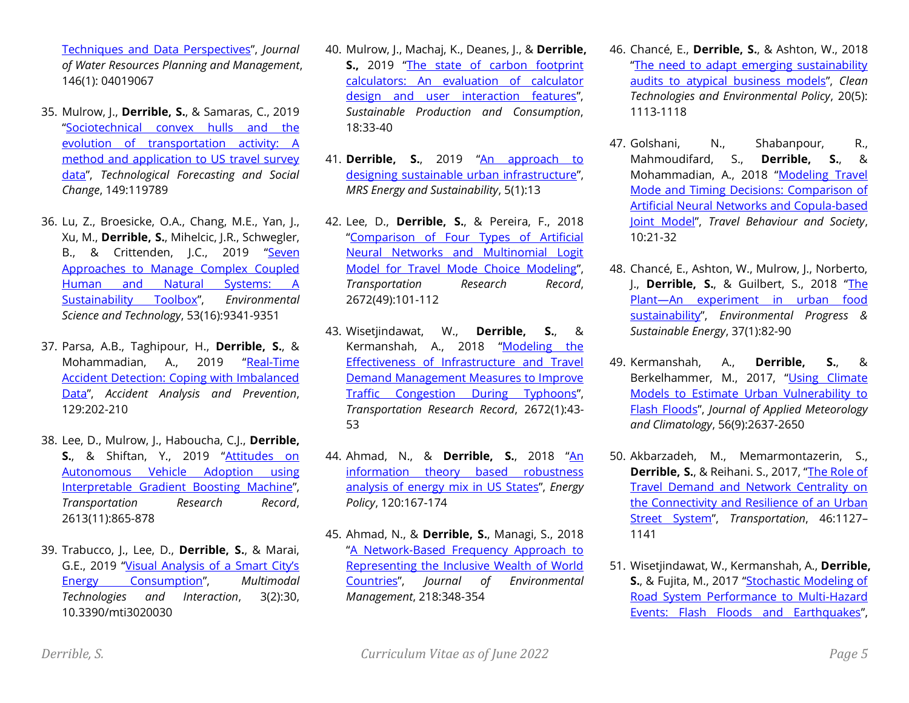Techniques and Data Perspectives", *Journal of Water Resources Planning and Management*, 146(1): 04019067

35. Mulrow, J., **Derrible, S.**, & Samaras, C., 2019 "Sociotechnical convex hulls and the evolution of transportation activity: A method and application to US travel survey data", *Technological Forecasting and Social Change*, 149:119789

36. Lu, Z., Broesicke, O.A., Chang, M.E., Yan, J., Xu, M., **Derrible, S.** Mihelcic, J.R., Schwegler, B., & Crittenden, J.C., 2019 "Seven Approaches to Manage Complex Coupled Human and Natural Systems: A Sustainability Toolbox", *Environmental Science and Technology*, 53(16):9341-9351

37. Parsa, A.B., Taghipour, H., **Derrible, S.**, & Mohammadian, A., 2019 "Real-Time Accident Detection: Coping with Imbalanced Data", *Accident Analysis and Prevention*, 129:202-210

38. Lee, D., Mulrow, J., Haboucha, C.J., **Derrible, S.**, & Shiftan, Y., 2019 "Attitudes on Autonomous Vehicle Adoption using Interpretable Gradient Boosting Machine", *Transportation Research Record*, 2613(11):865-878

39. Trabucco, J., Lee, D., **Derrible, S.**, & Marai, G.E., 2019 "Visual Analysis of a Smart City's Energy Consumption", *Multimodal Technologies and Interaction*, 3(2):30, 10.3390/mti3020030

40. Mulrow, J., Machaj, K., Deanes, J., & **Derrible, S.,** 2019 "The state of carbon footprint calculators: An evaluation of calculator design and user interaction features", *Sustainable Production and Consumption*, 18:33-40

41. **Derrible, S.**, 2019 "An approach to designing sustainable urban infrastructure", *MRS Energy and Sustainability*, 5(1):13

42. Lee, D., **Derrible, S.**, & Pereira, F., 2018 "Comparison of Four Types of Artificial Neural Networks and Multinomial Logit Model for Travel Mode Choice Modeling", *Transportation Research Record*, 2672(49):101-112

43. Wisetjindawat, W., **Derrible, S.**, & Kermanshah, A., 2018 "Modeling the Effectiveness of Infrastructure and Travel Demand Management Measures to Improve Traffic Congestion During Typhoons", *Transportation Research Record*, 2672(1):43-53

44. Ahmad, N., & **Derrible, S.**, 2018 "An information theory based robustness analysis of energy mix in US States", *Energy Policy*, 120:167-174

45. Ahmad, N., & **Derrible, S.**, Managi, S., 2018 "A Network-Based Frequency Approach to Representing the Inclusive Wealth of World Countries", *Journal of Environmental Management*, 218:348-354

46. Chancé, E., **Derrible, S.**, & Ashton, W., 2018 "The need to adapt emerging sustainability audits to atypical business models", *Clean Technologies and Environmental Policy*, 20(5): 1113-1118

47. Golshani, N., Shabanpour, R., Mahmoudifard, S., **Derrible, S.**, & Mohammadian, A., 2018 "Modeling Travel Mode and Timing Decisions: Comparison of Artificial Neural Networks and Copula-based Joint Model", *Travel Behaviour and Society*, 10:21-32

48. Chancé, E., Ashton, W., Mulrow, J., Norberto, J., **Derrible, S.**, & Guilbert, S., 2018 "The Plant—An experiment in urban food sustainability", *Environmental Progress & Sustainable Energy*, 37(1):82-90

49. Kermanshah, A., **Derrible, S.**, & Berkelhammer, M., 2017, "Using Climate Models to Estimate Urban Vulnerability to Flash Floods", *Journal of Applied Meteorology and Climatology*, 56(9):2637-2650

50. Akbarzadeh, M., Memarmontazerin, S., **Derrible, S.**, & Reihani. S., 2017, "The Role of Travel Demand and Network Centrality on the Connectivity and Resilience of an Urban Street System", *Transportation*, 46:1127–1141

51. Wisetjindawat, W., Kermanshah, A., **Derrible, S.**, & Fujita, M., 2017 "Stochastic Modeling of Road System Performance to Multi-Hazard Events: Flash Floods and Earthquakes",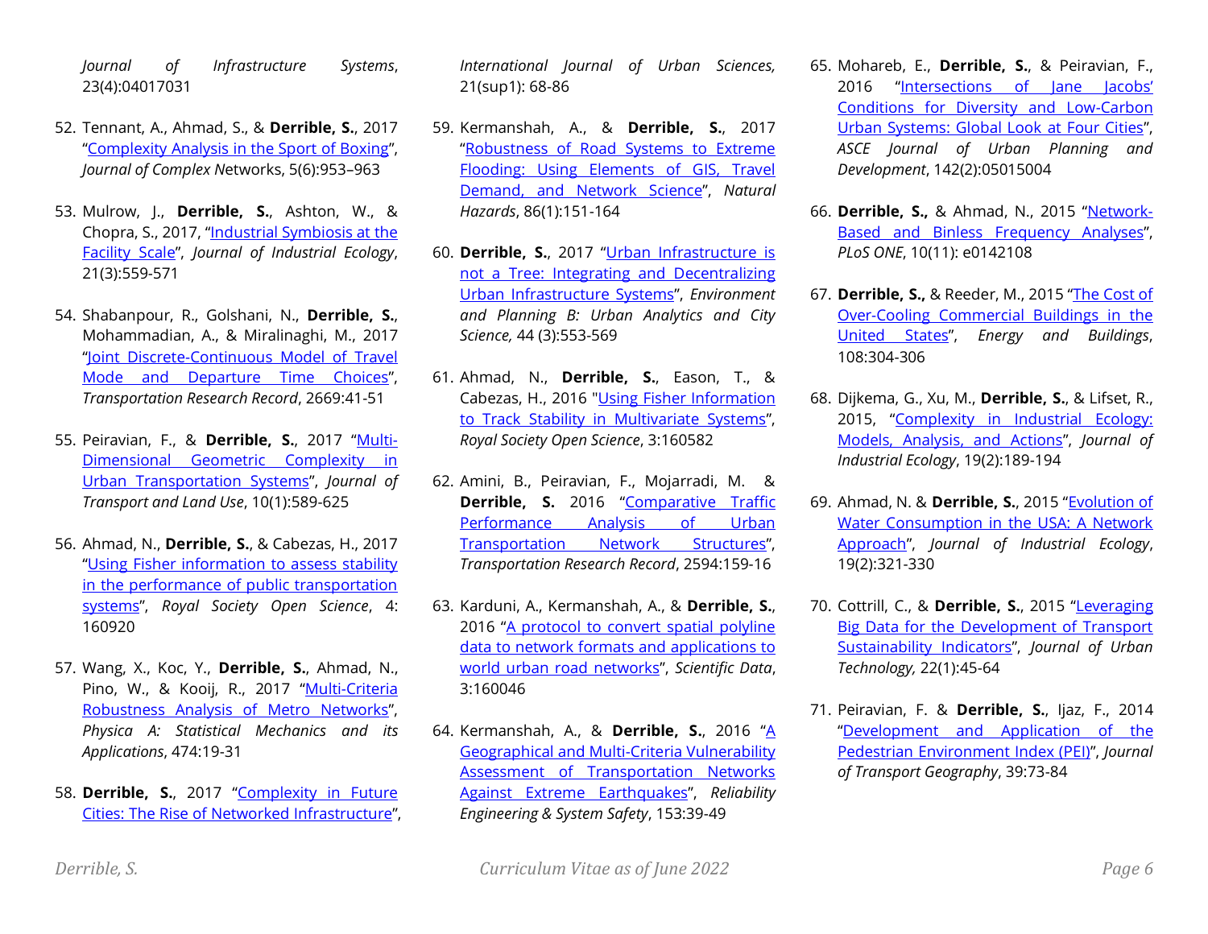*Journal of Infrastructure Systems*, 23(4):04017031

52. Tennant, A., Ahmad, S., & **Derrible, S.**, 2017 "Complexity Analysis in the Sport of Boxing", *Journal of Complex N*etworks, 5(6):953–963

53. Mulrow, J., **Derrible, S.**, Ashton, W., & Chopra, S., 2017, "Industrial Symbiosis at the Facility Scale", *Journal of Industrial Ecology*, 21(3):559-571

54. Shabanpour, R., Golshani, N., **Derrible, S.**, Mohammadian, A., & Miralinaghi, M., 2017 "Joint Discrete-Continuous Model of Travel Mode and Departure Time Choices", *Transportation Research Record*, 2669:41-51

55. Peiravian, F., & **Derrible, S.**, 2017 "Multi-Dimensional Geometric Complexity in Urban Transportation Systems", *Journal of Transport and Land Use*, 10(1):589-625

56. Ahmad, N., **Derrible, S.**, & Cabezas, H., 2017 "Using Fisher information to assess stability in the performance of public transportation systems", *Royal Society Open Science*, 4: 160920

57. Wang, X., Koc, Y., **Derrible, S.**, Ahmad, N., Pino, W., & Kooij, R., 2017 "Multi-Criteria Robustness Analysis of Metro Networks", *Physica A: Statistical Mechanics and its Applications*, 474:19-31

58. **Derrible, S.**, 2017 "Complexity in Future Cities: The Rise of Networked Infrastructure", *International Journal of Urban Sciences,* 21(sup1): 68-86

59. Kermanshah, A., & **Derrible, S.**, 2017 "Robustness of Road Systems to Extreme Flooding: Using Elements of GIS, Travel Demand, and Network Science", *Natural Hazards*, 86(1):151-164

60. **Derrible, S.**, 2017 "Urban Infrastructure is not a Tree: Integrating and Decentralizing Urban Infrastructure Systems", *Environment and Planning B: Urban Analytics and City Science,* 44 (3):553-569

61. Ahmad, N., **Derrible, S.**, Eason, T., & Cabezas, H., 2016 "Using Fisher Information to Track Stability in Multivariate Systems", *Royal Society Open Science*, 3:160582

62. Amini, B., Peiravian, F., Mojarradi, M. & **Derrible, S.** 2016 "Comparative Traffic Performance Analysis of Urban Transportation Network Structures", *Transportation Research Record*, 2594:159-16

63. Karduni, A., Kermanshah, A., & **Derrible, S.**, 2016 "A protocol to convert spatial polyline data to network formats and applications to world urban road networks", *Scientific Data*, 3:160046

64. Kermanshah, A., & **Derrible, S.**, 2016 "A Geographical and Multi-Criteria Vulnerability Assessment of Transportation Networks Against Extreme Earthquakes", *Reliability Engineering & System Safety*, 153:39-49

65. Mohareb, E., **Derrible, S.**, & Peiravian, F., 2016 "Intersections of Jane Jacobs' Conditions for Diversity and Low-Carbon Urban Systems: Global Look at Four Cities", *ASCE Journal of Urban Planning and Development*, 142(2):05015004

66. **Derrible, S.,** & Ahmad, N., 2015 "Network-Based and Binless Frequency Analyses", *PLoS ONE*, 10(11): e0142108

67. **Derrible, S.,** & Reeder, M., 2015 "The Cost of Over-Cooling Commercial Buildings in the United States", *Energy and Buildings*, 108:304-306

68. Dijkema, G., Xu, M., **Derrible, S.**, & Lifset, R., 2015, "Complexity in Industrial Ecology: Models, Analysis, and Actions", *Journal of Industrial Ecology*, 19(2):189-194

69. Ahmad, N. & **Derrible, S.**, 2015 "Evolution of Water Consumption in the USA: A Network Approach", *Journal of Industrial Ecology*, 19(2):321-330

70. Cottrill, C., & **Derrible, S.**, 2015 "Leveraging Big Data for the Development of Transport Sustainability Indicators", *Journal of Urban Technology,* 22(1):45-64

71. Peiravian, F. & **Derrible, S.**, Ijaz, F., 2014 "Development and Application of the Pedestrian Environment Index (PEI)", *Journal of Transport Geography*, 39:73-84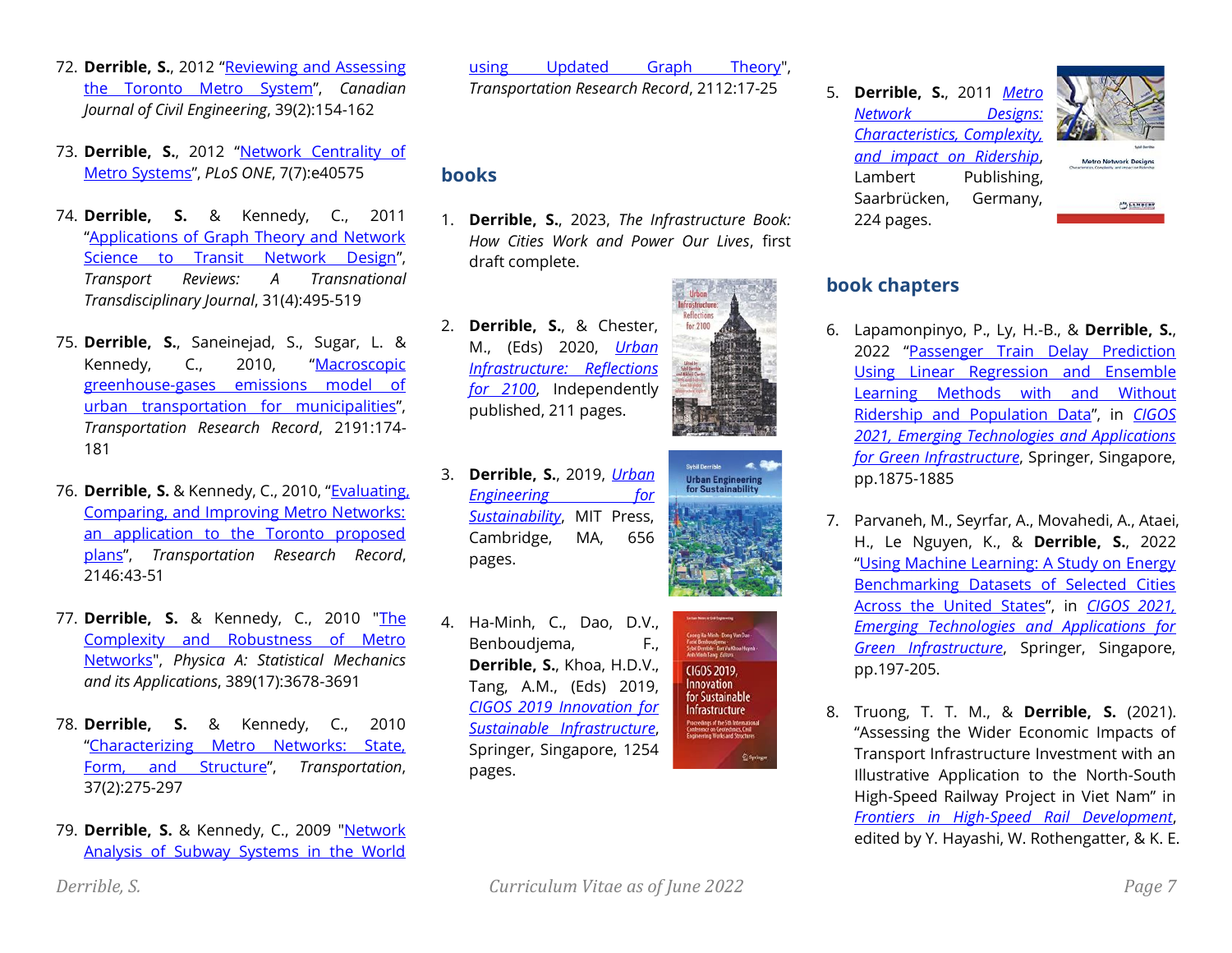72. **Derrible, S.**, 2012 "Reviewing and Assessing the Toronto Metro System", *Canadian Journal of Civil Engineering*, 39(2):154-162

73. **Derrible, S.**, 2012 "Network Centrality of Metro Systems", *PLoS ONE*, 7(7):e40575

74. **Derrible, S.** & Kennedy, C., 2011 "Applications of Graph Theory and Network Science to Transit Network Design", *Transport Reviews: A Transnational Transdisciplinary Journal*, 31(4):495-519

75. **Derrible, S.**, Saneinejad, S., Sugar, L. & Kennedy, C., 2010, "Macroscopic greenhouse-gases emissions model of urban transportation for municipalities", *Transportation Research Record*, 2191:174-181

76. **Derrible, S.** & Kennedy, C., 2010, "Evaluating, Comparing, and Improving Metro Networks: an application to the Toronto proposed plans", *Transportation Research Record*, 2146:43-51

77. **Derrible, S.** & Kennedy, C., 2010 "The Complexity and Robustness of Metro Networks", *Physica A: Statistical Mechanics and its Applications*, 389(17):3678-3691

78. **Derrible, S.** & Kennedy, C., 2010 "Characterizing Metro Networks: State, Form, and Structure", *Transportation*, 37(2):275-297

79. **Derrible, S.** & Kennedy, C., 2009 "Network Analysis of Subway Systems in the World using Updated Graph Theory", *Transportation Research Record*, 2112:17-25

## books

1. **Derrible, S.**, 2023, *The Infrastructure Book: How Cities Work and Power Our Lives*, first draft complete.

2. **Derrible, S.**, & Chester, M., (Eds) 2020, *Urban Infrastructure: Reflections for 2100*, Independently published, 211 pages.

3. **Derrible, S.**, 2019, *Urban Engineering for Sustainability*, MIT Press, Cambridge, MA, 656 pages.

4. Ha-Minh, C., Dao, D.V., Benboudjema, F., **Derrible, S.**, Khoa, H.D.V., Tang, A.M., (Eds) 2019, *CIGOS 2019 Innovation for Sustainable Infrastructure*, Springer, Singapore, 1254 pages.

5. **Derrible, S.**, 2011 *Metro Network Designs: Characteristics, Complexity, and impact on Ridership*, Lambert Publishing, Saarbrücken, Germany, 224 pages.

## book chapters

6. Lapamonpinyo, P., Ly, H.-B., & **Derrible, S.**, 2022 "Passenger Train Delay Prediction Using Linear Regression and Ensemble Learning Methods with and Without Ridership and Population Data", in *CIGOS 2021, Emerging Technologies and Applications for Green Infrastructure*, Springer, Singapore, pp.1875-1885

7. Parvaneh, M., Seyrfar, A., Movahedi, A., Ataei, H., Le Nguyen, K., & **Derrible, S.**, 2022 "Using Machine Learning: A Study on Energy Benchmarking Datasets of Selected Cities Across the United States", in *CIGOS 2021, Emerging Technologies and Applications for Green Infrastructure*, Springer, Singapore, pp.197-205.

8. Truong, T. T. M., & **Derrible, S.** (2021). "Assessing the Wider Economic Impacts of Transport Infrastructure Investment with an Illustrative Application to the North-South High-Speed Railway Project in Viet Nam" in *Frontiers in High-Speed Rail Development*, edited by Y. Hayashi, W. Rothengatter, & K. E.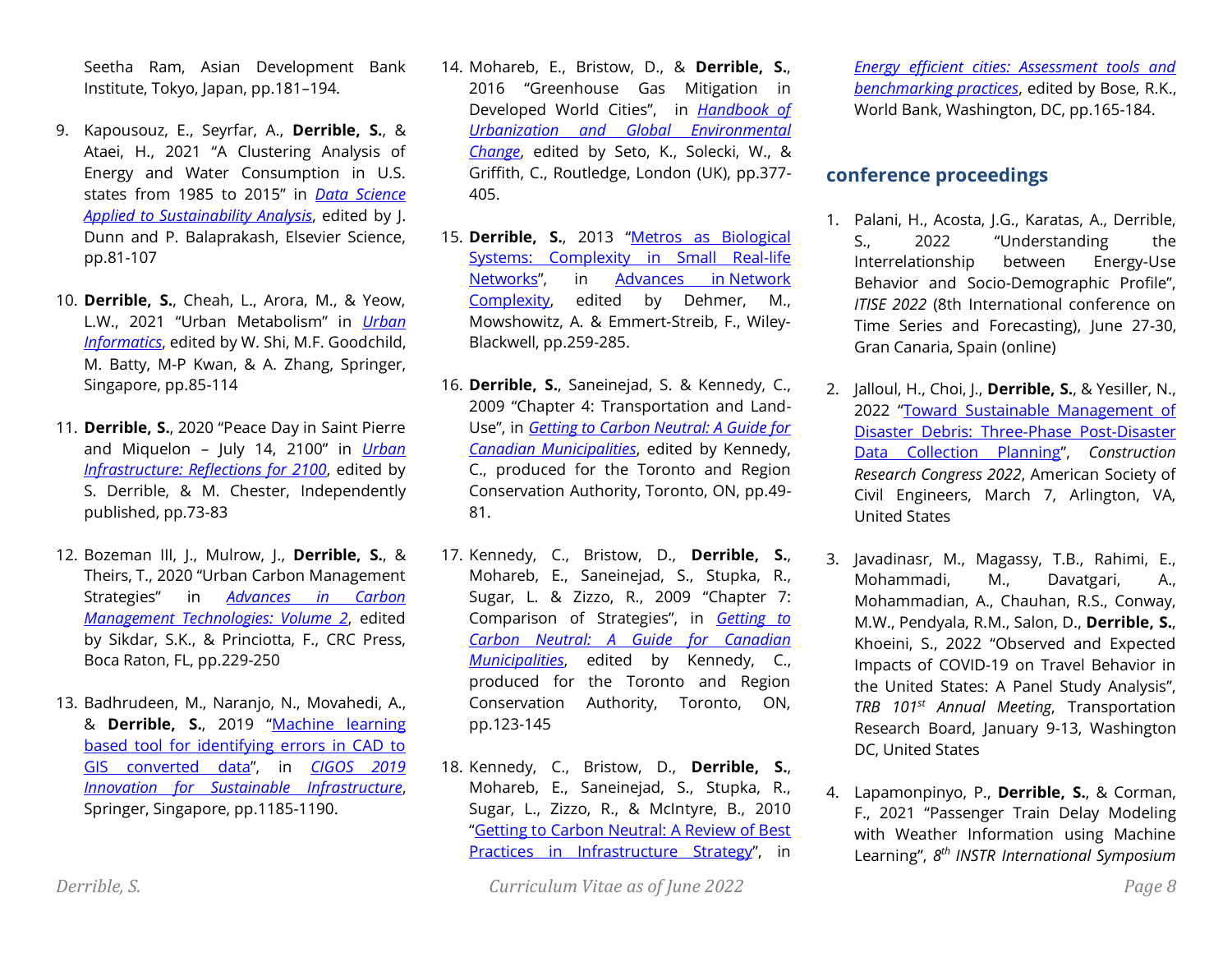Seetha Ram, Asian Development Bank Institute, Tokyo, Japan, pp.181–194.

9. Kapousouz, E., Seyrfar, A., **Derrible, S.**, & Ataei, H., 2021 "A Clustering Analysis of Energy and Water Consumption in U.S. states from 1985 to 2015" in *Data Science Applied to Sustainability Analysis*, edited by J. Dunn and P. Balaprakash, Elsevier Science, pp.81-107

10. **Derrible, S.**, Cheah, L., Arora, M., & Yeow, L.W., 2021 "Urban Metabolism" in *Urban Informatics*, edited by W. Shi, M.F. Goodchild, M. Batty, M-P Kwan, & A. Zhang, Springer, Singapore, pp.85-114

11. **Derrible, S.**, 2020 "Peace Day in Saint Pierre and Miquelon – July 14, 2100" in *Urban Infrastructure: Reflections for 2100*, edited by S. Derrible, & M. Chester, Independently published, pp.73-83

12. Bozeman III, J., Mulrow, J., **Derrible, S.**, & Theirs, T., 2020 "Urban Carbon Management Strategies" in *Advances in Carbon Management Technologies: Volume 2*, edited by Sikdar, S.K., & Princiotta, F., CRC Press, Boca Raton, FL, pp.229-250

13. Badhrudeen, M., Naranjo, N., Movahedi, A., & **Derrible, S.**, 2019 "Machine learning based tool for identifying errors in CAD to GIS converted data", in *CIGOS 2019 Innovation for Sustainable Infrastructure*, Springer, Singapore, pp.1185-1190.

14. Mohareb, E., Bristow, D., & **Derrible, S.**, 2016 "Greenhouse Gas Mitigation in Developed World Cities", in *Handbook of Urbanization and Global Environmental Change*, edited by Seto, K., Solecki, W., & Griffith, C., Routledge, London (UK), pp.377-405.

15. **Derrible, S.**, 2013 "Metros as Biological Systems: Complexity in Small Real-life Networks", in Advances in Network Complexity, edited by Dehmer, M., Mowshowitz, A. & Emmert-Streib, F., Wiley-Blackwell, pp.259-285.

16. **Derrible, S.**, Saneinejad, S. & Kennedy, C., 2009 "Chapter 4: Transportation and Land-Use", in *Getting to Carbon Neutral: A Guide for Canadian Municipalities*, edited by Kennedy, C., produced for the Toronto and Region Conservation Authority, Toronto, ON, pp.49-81.

17. Kennedy, C., Bristow, D., **Derrible, S.**, Mohareb, E., Saneinejad, S., Stupka, R., Sugar, L. & Zizzo, R., 2009 "Chapter 7: Comparison of Strategies", in *Getting to Carbon Neutral: A Guide for Canadian Municipalities*, edited by Kennedy, C., produced for the Toronto and Region Conservation Authority, Toronto, ON, pp.123-145

18. Kennedy, C., Bristow, D., **Derrible, S.**, Mohareb, E., Saneinejad, S., Stupka, R., Sugar, L., Zizzo, R., & McIntyre, B., 2010 "Getting to Carbon Neutral: A Review of Best Practices in Infrastructure Strategy", in *Energy efficient cities: Assessment tools and benchmarking practices*, edited by Bose, R.K., World Bank, Washington, DC, pp.165-184.

## conference proceedings

1. Palani, H., Acosta, J.G., Karatas, A., Derrible, S., 2022 "Understanding the Interrelationship between Energy-Use Behavior and Socio-Demographic Profile", *ITISE 2022* (8th International conference on Time Series and Forecasting), June 27-30, Gran Canaria, Spain (online)

2. Jalloul, H., Choi, J., **Derrible, S.**, & Yesiller, N., 2022 "Toward Sustainable Management of Disaster Debris: Three-Phase Post-Disaster Data Collection Planning", *Construction Research Congress 2022*, American Society of Civil Engineers, March 7, Arlington, VA, United States

3. Javadinasr, M., Magassy, T.B., Rahimi, E., Mohammadi, M., Davatgari, A., Mohammadian, A., Chauhan, R.S., Conway, M.W., Pendyala, R.M., Salon, D., **Derrible, S.**, Khoeini, S., 2022 "Observed and Expected Impacts of COVID-19 on Travel Behavior in the United States: A Panel Study Analysis", *TRB 101st Annual Meeting*, Transportation Research Board, January 9-13, Washington DC, United States

4. Lapamonpinyo, P., **Derrible, S.**, & Corman, F., 2021 "Passenger Train Delay Modeling with Weather Information using Machine Learning", *8th INSTR International Symposium*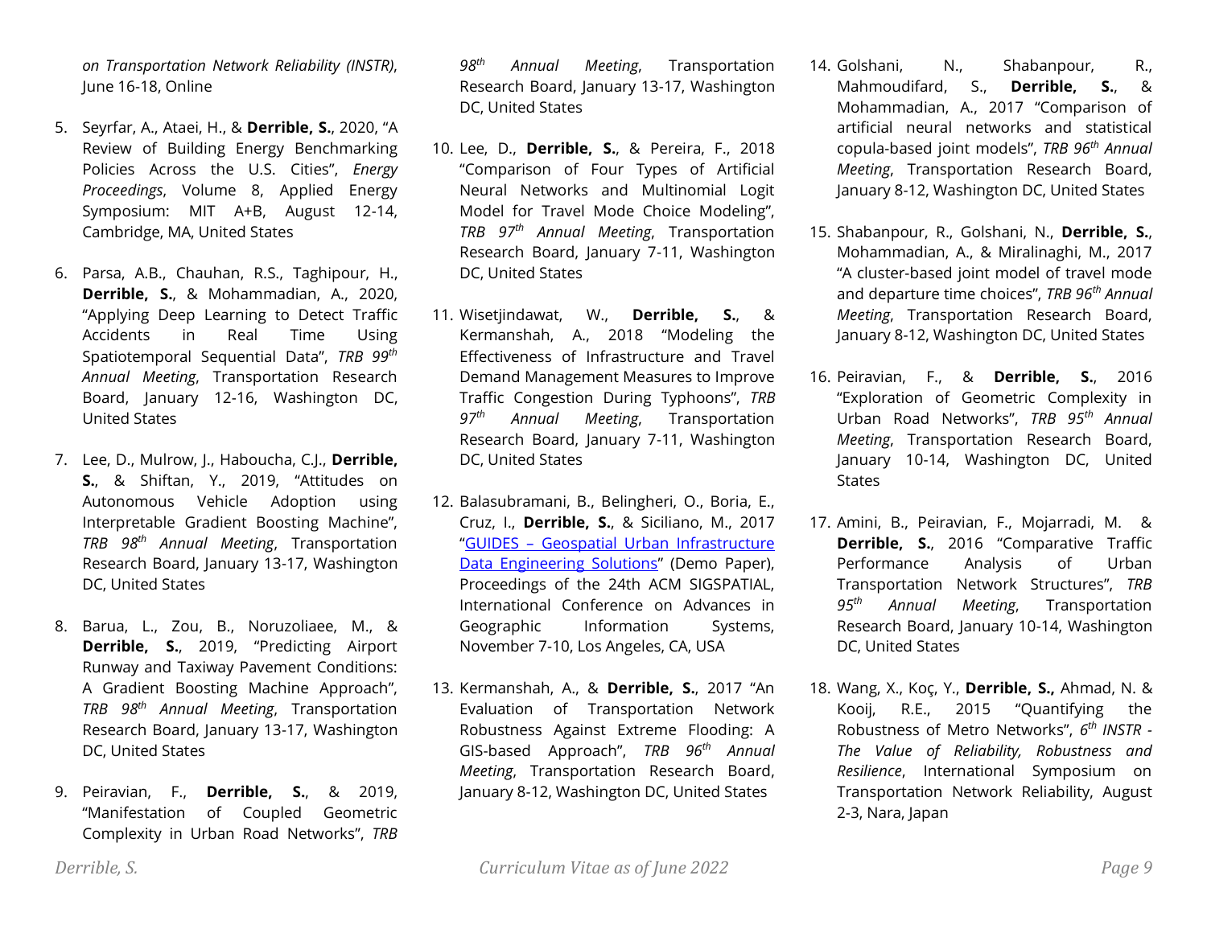*on Transportation Network Reliability (INSTR)*, June 16-18, Online

5. Seyrfar, A., Ataei, H., & **Derrible, S.**, 2020, "A Review of Building Energy Benchmarking Policies Across the U.S. Cities", *Energy Proceedings*, Volume 8, Applied Energy Symposium: MIT A+B, August 12-14, Cambridge, MA, United States

6. Parsa, A.B., Chauhan, R.S., Taghipour, H., **Derrible, S.**, & Mohammadian, A., 2020, "Applying Deep Learning to Detect Traffic Accidents in Real Time Using Spatiotemporal Sequential Data", *TRB 99th Annual Meeting*, Transportation Research Board, January 12-16, Washington DC, United States

7. Lee, D., Mulrow, J., Haboucha, C.J., **Derrible, S.**, & Shiftan, Y., 2019, "Attitudes on Autonomous Vehicle Adoption using Interpretable Gradient Boosting Machine", *TRB 98th Annual Meeting*, Transportation Research Board, January 13-17, Washington DC, United States

8. Barua, L., Zou, B., Noruzoliaee, M., & **Derrible, S.**, 2019, "Predicting Airport Runway and Taxiway Pavement Conditions: A Gradient Boosting Machine Approach", *TRB 98th Annual Meeting*, Transportation Research Board, January 13-17, Washington DC, United States

9. Peiravian, F., **Derrible, S.**, & 2019, "Manifestation of Coupled Geometric Complexity in Urban Road Networks", *TRB 98th Annual Meeting*, Transportation Research Board, January 13-17, Washington DC, United States

10. Lee, D., **Derrible, S.**, & Pereira, F., 2018 "Comparison of Four Types of Artificial Neural Networks and Multinomial Logit Model for Travel Mode Choice Modeling", *TRB 97th Annual Meeting*, Transportation Research Board, January 7-11, Washington DC, United States

11. Wisetjindawat, W., **Derrible, S.**, & Kermanshah, A., 2018 "Modeling the Effectiveness of Infrastructure and Travel Demand Management Measures to Improve Traffic Congestion During Typhoons", *TRB 97th Annual Meeting*, Transportation Research Board, January 7-11, Washington DC, United States

12. Balasubramani, B., Belingheri, O., Boria, E., Cruz, I., **Derrible, S.**, & Siciliano, M., 2017 "GUIDES – Geospatial Urban Infrastructure Data Engineering Solutions" (Demo Paper), Proceedings of the 24th ACM SIGSPATIAL, International Conference on Advances in Geographic Information Systems, November 7-10, Los Angeles, CA, USA

13. Kermanshah, A., & **Derrible, S.**, 2017 "An Evaluation of Transportation Network Robustness Against Extreme Flooding: A GIS-based Approach", *TRB 96th Annual Meeting*, Transportation Research Board, January 8-12, Washington DC, United States

14. Golshani, N., Shabanpour, R., Mahmoudifard, S., **Derrible, S.**, & Mohammadian, A., 2017 "Comparison of artificial neural networks and statistical copula-based joint models", *TRB 96th Annual Meeting*, Transportation Research Board, January 8-12, Washington DC, United States

15. Shabanpour, R., Golshani, N., **Derrible, S.**, Mohammadian, A., & Miralinaghi, M., 2017 "A cluster-based joint model of travel mode and departure time choices", *TRB 96th Annual Meeting*, Transportation Research Board, January 8-12, Washington DC, United States

16. Peiravian, F., & **Derrible, S.**, 2016 "Exploration of Geometric Complexity in Urban Road Networks", *TRB 95th Annual Meeting*, Transportation Research Board, January 10-14, Washington DC, United States

17. Amini, B., Peiravian, F., Mojarradi, M. & **Derrible, S.**, 2016 "Comparative Traffic Performance Analysis of Urban Transportation Network Structures", *TRB 95th Annual Meeting*, Transportation Research Board, January 10-14, Washington DC, United States

18. Wang, X., Koç, Y., **Derrible, S.,** Ahmad, N. & Kooij, R.E., 2015 "Quantifying the Robustness of Metro Networks", *6th INSTR - The Value of Reliability, Robustness and Resilience*, International Symposium on Transportation Network Reliability, August 2-3, Nara, Japan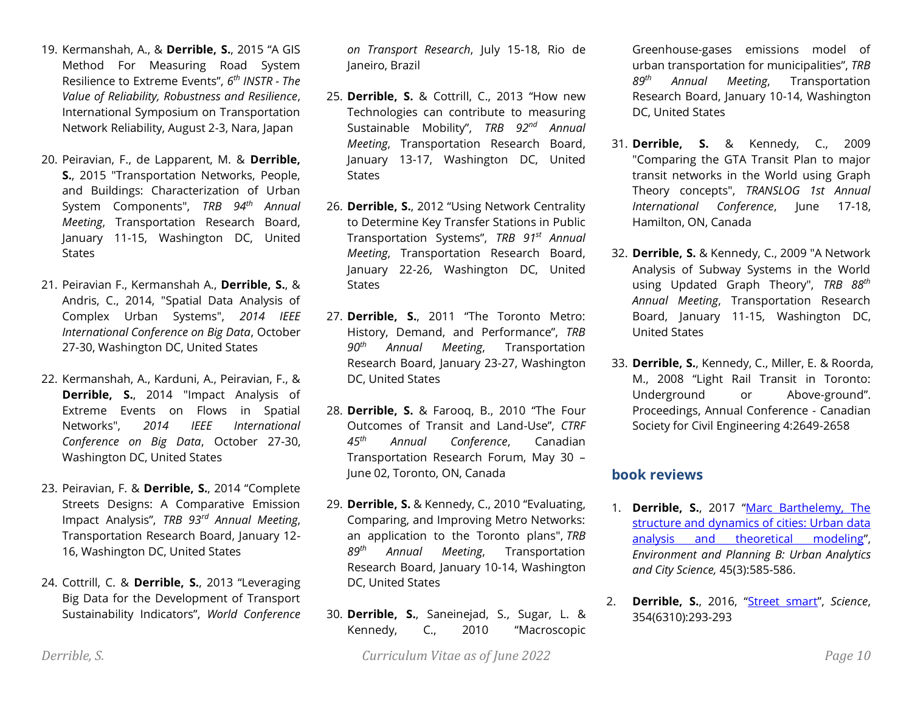19. Kermanshah, A., & **Derrible, S.**, 2015 "A GIS Method For Measuring Road System Resilience to Extreme Events", *6th INSTR - The Value of Reliability, Robustness and Resilience*, International Symposium on Transportation Network Reliability, August 2-3, Nara, Japan

20. Peiravian, F., de Lapparent, M. & **Derrible, S.**, 2015 "Transportation Networks, People, and Buildings: Characterization of Urban System Components", *TRB 94th Annual Meeting*, Transportation Research Board, January 11-15, Washington DC, United States

21. Peiravian F., Kermanshah A., **Derrible, S.**, & Andris, C., 2014, "Spatial Data Analysis of Complex Urban Systems", *2014 IEEE International Conference on Big Data*, October 27-30, Washington DC, United States

22. Kermanshah, A., Karduni, A., Peiravian, F., & **Derrible, S.**, 2014 "Impact Analysis of Extreme Events on Flows in Spatial Networks", *2014 IEEE International Conference on Big Data*, October 27-30, Washington DC, United States

23. Peiravian, F. & **Derrible, S.**, 2014 "Complete Streets Designs: A Comparative Emission Impact Analysis", *TRB 93rd Annual Meeting*, Transportation Research Board, January 12-16, Washington DC, United States

24. Cottrill, C. & **Derrible, S.**, 2013 "Leveraging Big Data for the Development of Transport Sustainability Indicators", *World Conference on Transport Research*, July 15-18, Rio de Janeiro, Brazil

25. **Derrible, S.** & Cottrill, C., 2013 "How new Technologies can contribute to measuring Sustainable Mobility", *TRB 92nd Annual Meeting*, Transportation Research Board, January 13-17, Washington DC, United States

26. **Derrible, S.**, 2012 "Using Network Centrality to Determine Key Transfer Stations in Public Transportation Systems", *TRB 91st Annual Meeting*, Transportation Research Board, January 22-26, Washington DC, United States

27. **Derrible, S.**, 2011 "The Toronto Metro: History, Demand, and Performance", *TRB 90th Annual Meeting*, Transportation Research Board, January 23-27, Washington DC, United States

28. **Derrible, S.** & Farooq, B., 2010 "The Four Outcomes of Transit and Land-Use", *CTRF 45th Annual Conference*, Canadian Transportation Research Forum, May 30 – June 02, Toronto, ON, Canada

29. **Derrible, S.** & Kennedy, C., 2010 "Evaluating, Comparing, and Improving Metro Networks: an application to the Toronto plans", *TRB 89th Annual Meeting*, Transportation Research Board, January 10-14, Washington DC, United States

30. **Derrible, S.**, Saneinejad, S., Sugar, L. & Kennedy, C., 2010 "Macroscopic Greenhouse-gases emissions model of urban transportation for municipalities", *TRB 89th Annual Meeting*, Transportation Research Board, January 10-14, Washington DC, United States

31. **Derrible, S.** & Kennedy, C., 2009 "Comparing the GTA Transit Plan to major transit networks in the World using Graph Theory concepts", *TRANSLOG 1st Annual International Conference*, June 17-18, Hamilton, ON, Canada

32. **Derrible, S.** & Kennedy, C., 2009 "A Network Analysis of Subway Systems in the World using Updated Graph Theory", *TRB 88th Annual Meeting*, Transportation Research Board, January 11-15, Washington DC, United States

33. **Derrible, S.**, Kennedy, C., Miller, E. & Roorda, M., 2008 "Light Rail Transit in Toronto: Underground or Above-ground". Proceedings, Annual Conference - Canadian Society for Civil Engineering 4:2649-2658

## book reviews

1. **Derrible, S.**, 2017 "Marc Barthelemy, The structure and dynamics of cities: Urban data analysis and theoretical modeling", *Environment and Planning B: Urban Analytics and City Science,* 45(3):585-586.

2. **Derrible, S.**, 2016, "Street smart", *Science*, 354(6310):293-293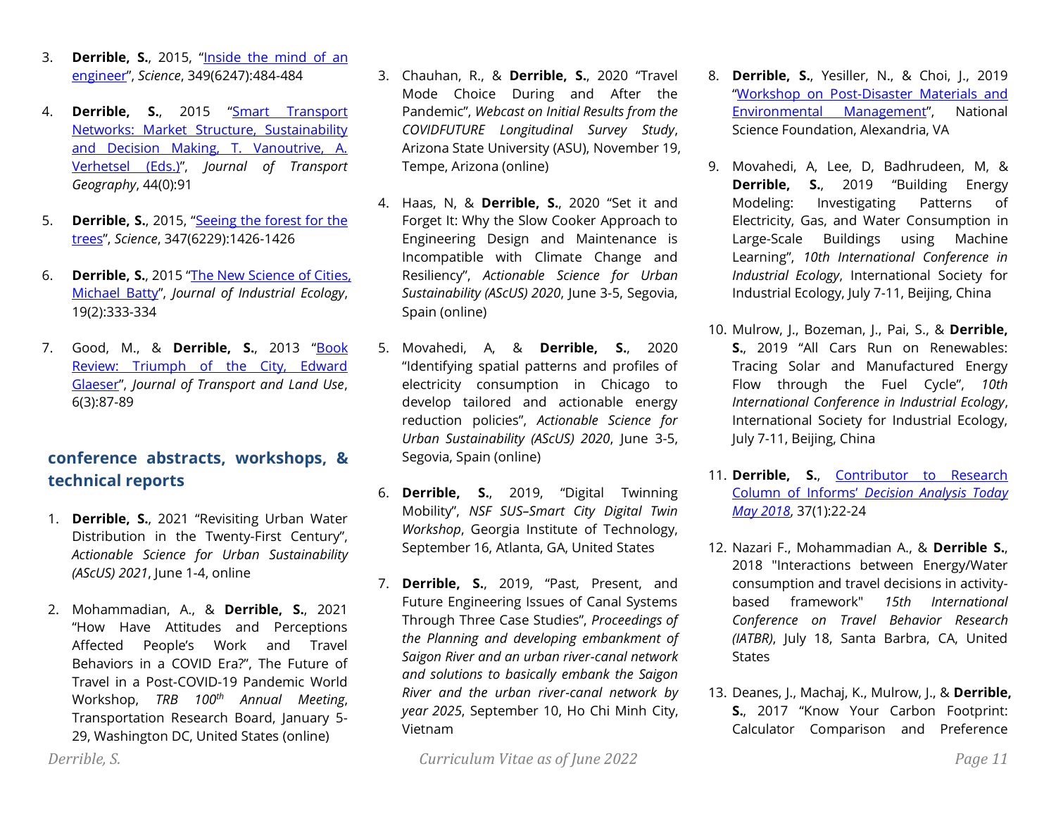3. **Derrible, S.**, 2015, "[Inside the mind of an engineer]()", *Science*, 349(6247):484-484

4. **Derrible, S.**, 2015 "[Smart Transport Networks: Market Structure, Sustainability and Decision Making, T. Vanoutrive, A. Verhetsel (Eds.)]()", *Journal of Transport Geography*, 44(0):91

5. **Derrible, S.**, 2015, "[Seeing the forest for the trees]()", *Science*, 347(6229):1426-1426

6. **Derrible, S.**, 2015 "[The New Science of Cities, Michael Batty]()", *Journal of Industrial Ecology*, 19(2):333-334

7. Good, M., & **Derrible, S.**, 2013 "[Book Review: Triumph of the City, Edward Glaeser]()", *Journal of Transport and Land Use*, 6(3):87-89

## conference abstracts, workshops, & technical reports

1. **Derrible, S.**, 2021 "Revisiting Urban Water Distribution in the Twenty-First Century", *Actionable Science for Urban Sustainability (AScUS) 2021*, June 1-4, online

2. Mohammadian, A., & **Derrible, S.**, 2021 "How Have Attitudes and Perceptions Affected People's Work and Travel Behaviors in a COVID Era?", The Future of Travel in a Post-COVID-19 Pandemic World Workshop, *TRB 100th Annual Meeting*, Transportation Research Board, January 5-29, Washington DC, United States (online)

3. Chauhan, R., & **Derrible, S.**, 2020 "Travel Mode Choice During and After the Pandemic", *Webcast on Initial Results from the COVIDFUTURE Longitudinal Survey Study*, Arizona State University (ASU), November 19, Tempe, Arizona (online)

4. Haas, N, & **Derrible, S.**, 2020 "Set it and Forget It: Why the Slow Cooker Approach to Engineering Design and Maintenance is Incompatible with Climate Change and Resiliency", *Actionable Science for Urban Sustainability (AScUS) 2020*, June 3-5, Segovia, Spain (online)

5. Movahedi, A, & **Derrible, S.**, 2020 "Identifying spatial patterns and profiles of electricity consumption in Chicago to develop tailored and actionable energy reduction policies", *Actionable Science for Urban Sustainability (AScUS) 2020*, June 3-5, Segovia, Spain (online)

6. **Derrible, S.**, 2019, "Digital Twinning Mobility", *NSF SUS–Smart City Digital Twin Workshop*, Georgia Institute of Technology, September 16, Atlanta, GA, United States

7. **Derrible, S.**, 2019, "Past, Present, and Future Engineering Issues of Canal Systems Through Three Case Studies", *Proceedings of the Planning and developing embankment of Saigon River and an urban river-canal network and solutions to basically embank the Saigon River and the urban river-canal network by year 2025*, September 10, Ho Chi Minh City, Vietnam

8. **Derrible, S.**, Yesiller, N., & Choi, J., 2019 "[Workshop on Post-Disaster Materials and Environmental Management]()", National Science Foundation, Alexandria, VA

9. Movahedi, A, Lee, D, Badhrudeen, M, & **Derrible, S.**, 2019 "Building Energy Modeling: Investigating Patterns of Electricity, Gas, and Water Consumption in Large-Scale Buildings using Machine Learning", *10th International Conference in Industrial Ecology*, International Society for Industrial Ecology, July 7-11, Beijing, China

10. Mulrow, J., Bozeman, J., Pai, S., & **Derrible, S.**, 2019 "All Cars Run on Renewables: Tracing Solar and Manufactured Energy Flow through the Fuel Cycle", *10th International Conference in Industrial Ecology*, International Society for Industrial Ecology, July 7-11, Beijing, China

11. **Derrible, S.**, [Contributor to Research Column of Informs' *Decision Analysis Today May 2018*](), 37(1):22-24

12. Nazari F., Mohammadian A., & **Derrible S.**, 2018 "Interactions between Energy/Water consumption and travel decisions in activity-based framework" *15th International Conference on Travel Behavior Research (IATBR)*, July 18, Santa Barbra, CA, United States

13. Deanes, J., Machaj, K., Mulrow, J., & **Derrible, S.**, 2017 "Know Your Carbon Footprint: Calculator Comparison and Preference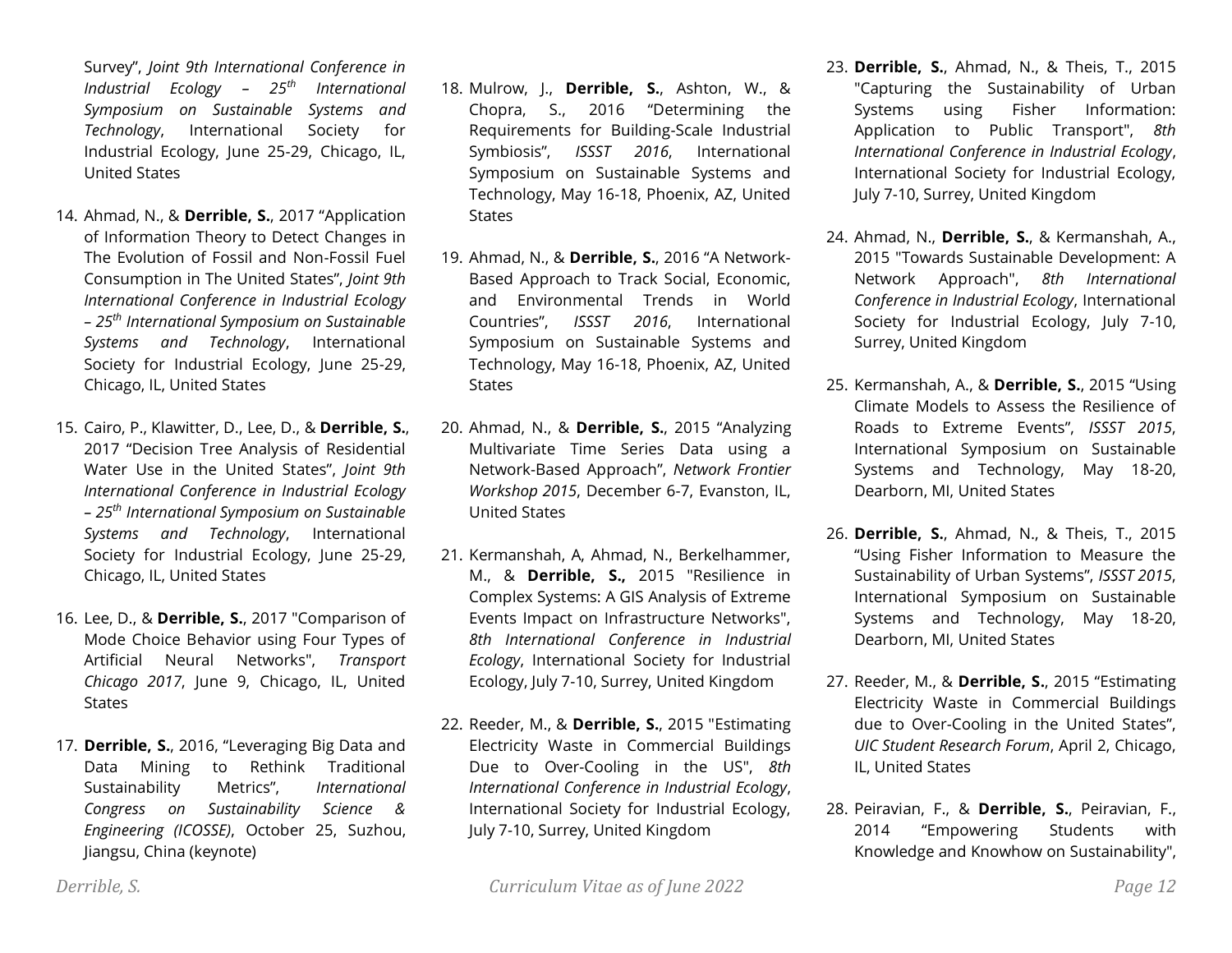Survey", *Joint 9th International Conference in Industrial Ecology – 25th International Symposium on Sustainable Systems and Technology*, International Society for Industrial Ecology, June 25-29, Chicago, IL, United States

14. Ahmad, N., & **Derrible, S.**, 2017 "Application of Information Theory to Detect Changes in The Evolution of Fossil and Non-Fossil Fuel Consumption in The United States", *Joint 9th International Conference in Industrial Ecology – 25th International Symposium on Sustainable Systems and Technology*, International Society for Industrial Ecology, June 25-29, Chicago, IL, United States

15. Cairo, P., Klawitter, D., Lee, D., & **Derrible, S.**, 2017 "Decision Tree Analysis of Residential Water Use in the United States", *Joint 9th International Conference in Industrial Ecology – 25th International Symposium on Sustainable Systems and Technology*, International Society for Industrial Ecology, June 25-29, Chicago, IL, United States

16. Lee, D., & **Derrible, S.**, 2017 "Comparison of Mode Choice Behavior using Four Types of Artificial Neural Networks", *Transport Chicago 2017*, June 9, Chicago, IL, United States

17. **Derrible, S.**, 2016, "Leveraging Big Data and Data Mining to Rethink Traditional Sustainability Metrics", *International Congress on Sustainability Science & Engineering (ICOSSE)*, October 25, Suzhou, Jiangsu, China (keynote)

18. Mulrow, J., **Derrible, S.**, Ashton, W., & Chopra, S., 2016 "Determining the Requirements for Building-Scale Industrial Symbiosis", *ISSST 2016*, International Symposium on Sustainable Systems and Technology, May 16-18, Phoenix, AZ, United States

19. Ahmad, N., & **Derrible, S.**, 2016 "A Network-Based Approach to Track Social, Economic, and Environmental Trends in World Countries", *ISSST 2016*, International Symposium on Sustainable Systems and Technology, May 16-18, Phoenix, AZ, United States

20. Ahmad, N., & **Derrible, S.**, 2015 "Analyzing Multivariate Time Series Data using a Network-Based Approach", *Network Frontier Workshop 2015*, December 6-7, Evanston, IL, United States

21. Kermanshah, A, Ahmad, N., Berkelhammer, M., & **Derrible, S.,** 2015 "Resilience in Complex Systems: A GIS Analysis of Extreme Events Impact on Infrastructure Networks", *8th International Conference in Industrial Ecology*, International Society for Industrial Ecology, July 7-10, Surrey, United Kingdom

22. Reeder, M., & **Derrible, S.**, 2015 "Estimating Electricity Waste in Commercial Buildings Due to Over-Cooling in the US", *8th International Conference in Industrial Ecology*, International Society for Industrial Ecology, July 7-10, Surrey, United Kingdom

23. **Derrible, S.**, Ahmad, N., & Theis, T., 2015 "Capturing the Sustainability of Urban Systems using Fisher Information: Application to Public Transport", *8th International Conference in Industrial Ecology*, International Society for Industrial Ecology, July 7-10, Surrey, United Kingdom

24. Ahmad, N., **Derrible, S.**, & Kermanshah, A., 2015 "Towards Sustainable Development: A Network Approach", *8th International Conference in Industrial Ecology*, International Society for Industrial Ecology, July 7-10, Surrey, United Kingdom

25. Kermanshah, A., & **Derrible, S.**, 2015 "Using Climate Models to Assess the Resilience of Roads to Extreme Events", *ISSST 2015*, International Symposium on Sustainable Systems and Technology, May 18-20, Dearborn, MI, United States

26. **Derrible, S.**, Ahmad, N., & Theis, T., 2015 "Using Fisher Information to Measure the Sustainability of Urban Systems", *ISSST 2015*, International Symposium on Sustainable Systems and Technology, May 18-20, Dearborn, MI, United States

27. Reeder, M., & **Derrible, S.**, 2015 "Estimating Electricity Waste in Commercial Buildings due to Over-Cooling in the United States", *UIC Student Research Forum*, April 2, Chicago, IL, United States

28. Peiravian, F., & **Derrible, S.**, Peiravian, F., 2014 "Empowering Students with Knowledge and Knowhow on Sustainability",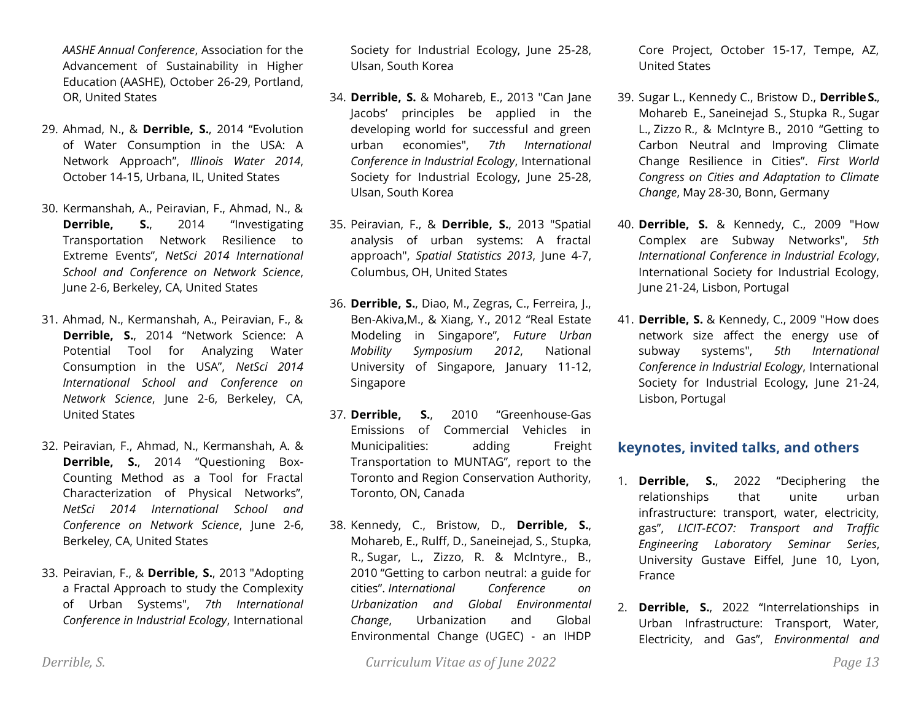*AASHE Annual Conference*, Association for the Advancement of Sustainability in Higher Education (AASHE), October 26-29, Portland, OR, United States

29. Ahmad, N., & **Derrible, S.**, 2014 “Evolution of Water Consumption in the USA: A Network Approach”, *Illinois Water 2014*, October 14-15, Urbana, IL, United States

30. Kermanshah, A., Peiravian, F., Ahmad, N., & **Derrible, S.**, 2014 “Investigating Transportation Network Resilience to Extreme Events”, *NetSci 2014 International School and Conference on Network Science*, June 2-6, Berkeley, CA, United States

31. Ahmad, N., Kermanshah, A., Peiravian, F., & **Derrible, S.**, 2014 “Network Science: A Potential Tool for Analyzing Water Consumption in the USA”, *NetSci 2014 International School and Conference on Network Science*, June 2-6, Berkeley, CA, United States

32. Peiravian, F., Ahmad, N., Kermanshah, A. & **Derrible, S.**, 2014 “Questioning Box-Counting Method as a Tool for Fractal Characterization of Physical Networks”, *NetSci 2014 International School and Conference on Network Science*, June 2-6, Berkeley, CA, United States

33. Peiravian, F., & **Derrible, S.**, 2013 "Adopting a Fractal Approach to study the Complexity of Urban Systems", *7th International Conference in Industrial Ecology*, International Society for Industrial Ecology, June 25-28, Ulsan, South Korea

34. **Derrible, S.** & Mohareb, E., 2013 "Can Jane Jacobs' principles be applied in the developing world for successful and green urban economies", *7th International Conference in Industrial Ecology*, International Society for Industrial Ecology, June 25-28, Ulsan, South Korea

35. Peiravian, F., & **Derrible, S.**, 2013 "Spatial analysis of urban systems: A fractal approach", *Spatial Statistics 2013*, June 4-7, Columbus, OH, United States

36. **Derrible, S.**, Diao, M., Zegras, C., Ferreira, J., Ben-Akiva,M., & Xiang, Y., 2012 “Real Estate Modeling in Singapore”, *Future Urban Mobility Symposium 2012*, National University of Singapore, January 11-12, Singapore

37. **Derrible, S.**, 2010 “Greenhouse-Gas Emissions of Commercial Vehicles in Municipalities: adding Freight Transportation to MUNTAG”, report to the Toronto and Region Conservation Authority, Toronto, ON, Canada

38. Kennedy, C., Bristow, D., **Derrible, S.**, Mohareb, E., Rulff, D., Saneinejad, S., Stupka, R., Sugar, L., Zizzo, R. & McIntyre., B., 2010 “Getting to carbon neutral: a guide for cities”. *International Conference on Urbanization and Global Environmental Change*, Urbanization and Global Environmental Change (UGEC) - an IHDP Core Project, October 15-17, Tempe, AZ, United States

39. Sugar L., Kennedy C., Bristow D., **Derrible S.**, Mohareb E., Saneinejad S., Stupka R., Sugar L., Zizzo R., & McIntyre B., 2010 “Getting to Carbon Neutral and Improving Climate Change Resilience in Cities”. *First World Congress on Cities and Adaptation to Climate Change*, May 28-30, Bonn, Germany

40. **Derrible, S.** & Kennedy, C., 2009 "How Complex are Subway Networks", *5th International Conference in Industrial Ecology*, International Society for Industrial Ecology, June 21-24, Lisbon, Portugal

41. **Derrible, S.** & Kennedy, C., 2009 "How does network size affect the energy use of subway systems", *5th International Conference in Industrial Ecology*, International Society for Industrial Ecology, June 21-24, Lisbon, Portugal

## keynotes, invited talks, and others

1. **Derrible, S.**, 2022 “Deciphering the relationships that unite urban infrastructure: transport, water, electricity, gas”, *LICIT-ECO7: Transport and Traffic Engineering Laboratory Seminar Series*, University Gustave Eiffel, June 10, Lyon, France

2. **Derrible, S.**, 2022 “Interrelationships in Urban Infrastructure: Transport, Water, Electricity, and Gas”, *Environmental and*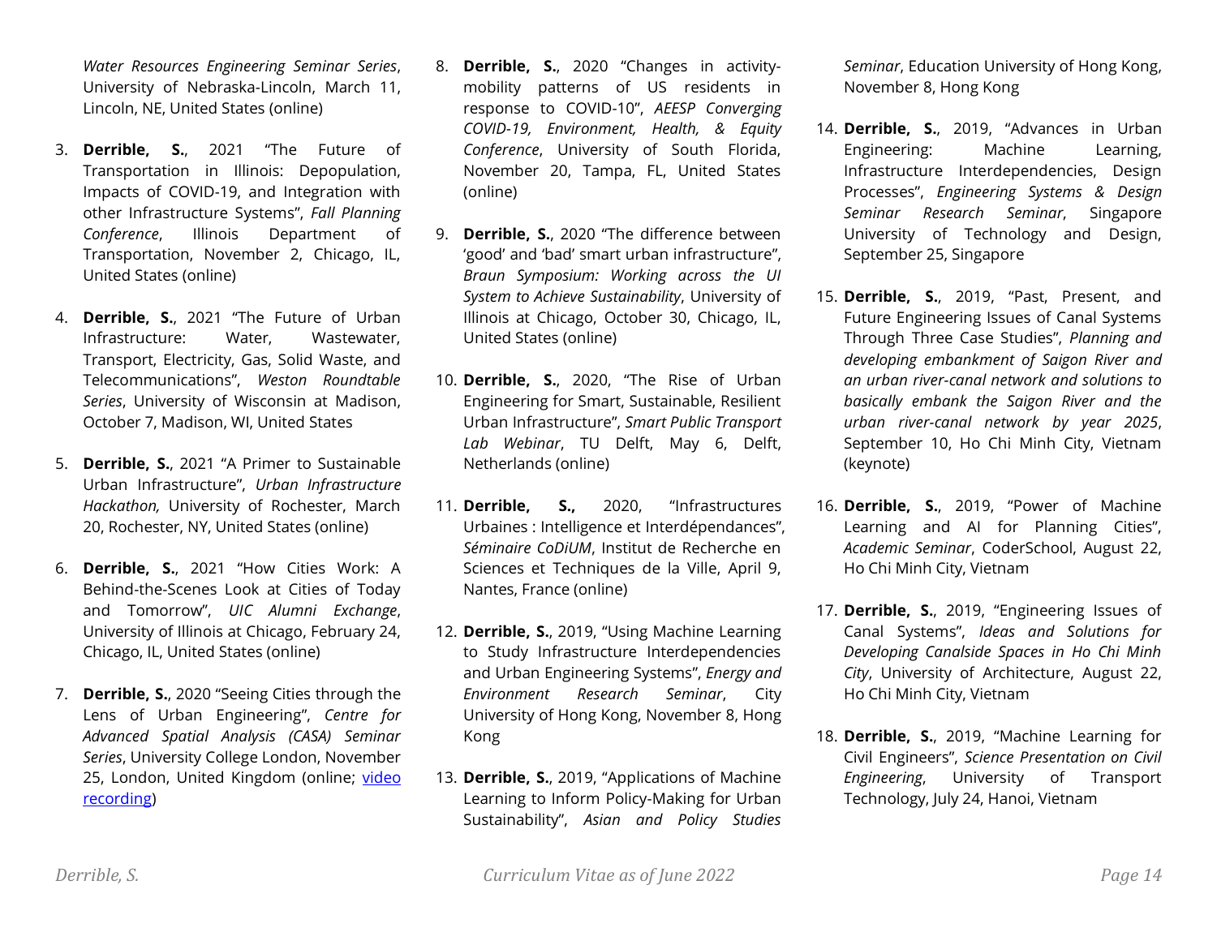*Water Resources Engineering Seminar Series*, University of Nebraska-Lincoln, March 11, Lincoln, NE, United States (online)

3. **Derrible, S.**, 2021 "The Future of Transportation in Illinois: Depopulation, Impacts of COVID-19, and Integration with other Infrastructure Systems", *Fall Planning Conference*, Illinois Department of Transportation, November 2, Chicago, IL, United States (online)

4. **Derrible, S.**, 2021 "The Future of Urban Infrastructure: Water, Wastewater, Transport, Electricity, Gas, Solid Waste, and Telecommunications", *Weston Roundtable Series*, University of Wisconsin at Madison, October 7, Madison, WI, United States

5. **Derrible, S.**, 2021 "A Primer to Sustainable Urban Infrastructure", *Urban Infrastructure Hackathon,* University of Rochester, March 20, Rochester, NY, United States (online)

6. **Derrible, S.**, 2021 "How Cities Work: A Behind-the-Scenes Look at Cities of Today and Tomorrow", *UIC Alumni Exchange*, University of Illinois at Chicago, February 24, Chicago, IL, United States (online)

7. **Derrible, S.**, 2020 "Seeing Cities through the Lens of Urban Engineering", *Centre for Advanced Spatial Analysis (CASA) Seminar Series*, University College London, November 25, London, United Kingdom (online; [video recording](#))

8. **Derrible, S.**, 2020 "Changes in activity-mobility patterns of US residents in response to COVID-10", *AEESP Converging COVID-19, Environment, Health, & Equity Conference*, University of South Florida, November 20, Tampa, FL, United States (online)

9. **Derrible, S.**, 2020 "The difference between 'good' and 'bad' smart urban infrastructure", *Braun Symposium: Working across the UI System to Achieve Sustainability*, University of Illinois at Chicago, October 30, Chicago, IL, United States (online)

10. **Derrible, S.**, 2020, "The Rise of Urban Engineering for Smart, Sustainable, Resilient Urban Infrastructure", *Smart Public Transport Lab Webinar*, TU Delft, May 6, Delft, Netherlands (online)

11. **Derrible, S.,** 2020, "Infrastructures Urbaines : Intelligence et Interdépendances", *Séminaire CoDiUM*, Institut de Recherche en Sciences et Techniques de la Ville, April 9, Nantes, France (online)

12. **Derrible, S.**, 2019, "Using Machine Learning to Study Infrastructure Interdependencies and Urban Engineering Systems", *Energy and Environment Research Seminar*, City University of Hong Kong, November 8, Hong Kong

13. **Derrible, S.**, 2019, "Applications of Machine Learning to Inform Policy-Making for Urban Sustainability", *Asian and Policy Studies Seminar*, Education University of Hong Kong, November 8, Hong Kong

14. **Derrible, S.**, 2019, "Advances in Urban Engineering: Machine Learning, Infrastructure Interdependencies, Design Processes", *Engineering Systems & Design Seminar Research Seminar*, Singapore University of Technology and Design, September 25, Singapore

15. **Derrible, S.**, 2019, "Past, Present, and Future Engineering Issues of Canal Systems Through Three Case Studies", *Planning and developing embankment of Saigon River and an urban river-canal network and solutions to basically embank the Saigon River and the urban river-canal network by year 2025*, September 10, Ho Chi Minh City, Vietnam (keynote)

16. **Derrible, S.**, 2019, "Power of Machine Learning and AI for Planning Cities", *Academic Seminar*, CoderSchool, August 22, Ho Chi Minh City, Vietnam

17. **Derrible, S.**, 2019, "Engineering Issues of Canal Systems", *Ideas and Solutions for Developing Canalside Spaces in Ho Chi Minh City*, University of Architecture, August 22, Ho Chi Minh City, Vietnam

18. **Derrible, S.**, 2019, "Machine Learning for Civil Engineers", *Science Presentation on Civil Engineering*, University of Transport Technology, July 24, Hanoi, Vietnam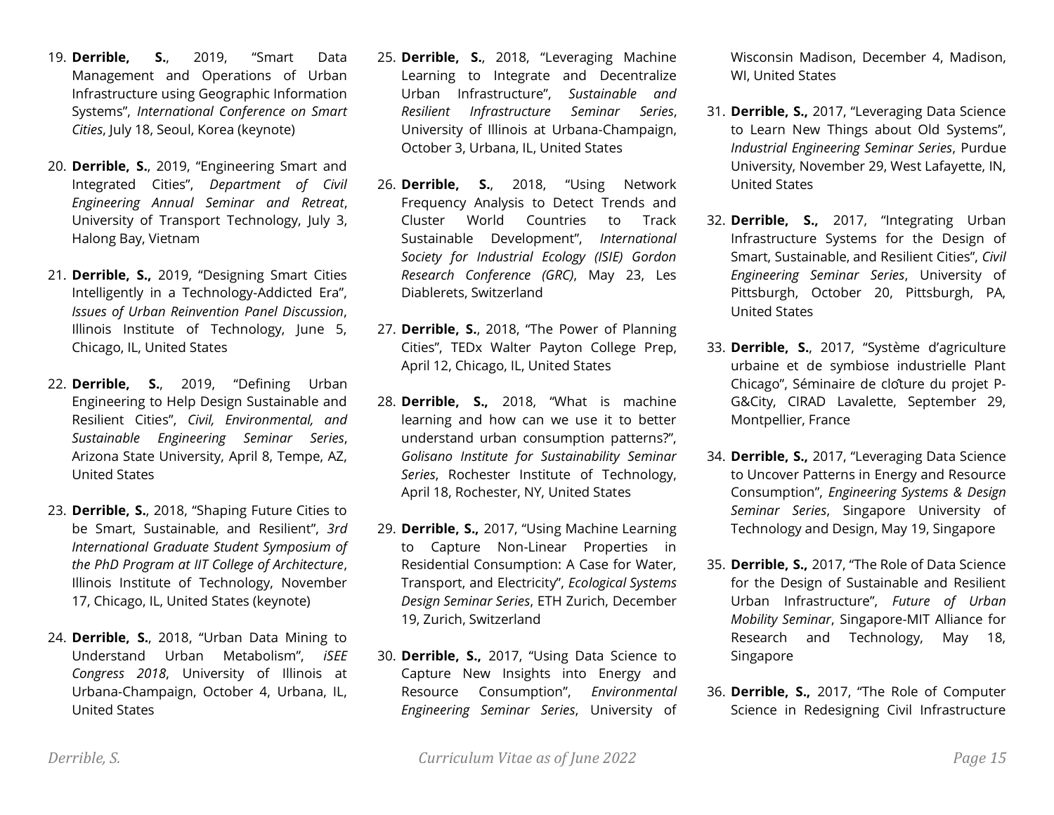19. **Derrible, S.**, 2019, "Smart Data Management and Operations of Urban Infrastructure using Geographic Information Systems", *International Conference on Smart Cities*, July 18, Seoul, Korea (keynote)

20. **Derrible, S.**, 2019, "Engineering Smart and Integrated Cities", *Department of Civil Engineering Annual Seminar and Retreat*, University of Transport Technology, July 3, Halong Bay, Vietnam

21. **Derrible, S.,** 2019, "Designing Smart Cities Intelligently in a Technology-Addicted Era", *Issues of Urban Reinvention Panel Discussion*, Illinois Institute of Technology, June 5, Chicago, IL, United States

22. **Derrible, S.**, 2019, "Defining Urban Engineering to Help Design Sustainable and Resilient Cities", *Civil, Environmental, and Sustainable Engineering Seminar Series*, Arizona State University, April 8, Tempe, AZ, United States

23. **Derrible, S.**, 2018, "Shaping Future Cities to be Smart, Sustainable, and Resilient", *3rd International Graduate Student Symposium of the PhD Program at IIT College of Architecture*, Illinois Institute of Technology, November 17, Chicago, IL, United States (keynote)

24. **Derrible, S.**, 2018, "Urban Data Mining to Understand Urban Metabolism", *iSEE Congress 2018*, University of Illinois at Urbana-Champaign, October 4, Urbana, IL, United States

25. **Derrible, S.**, 2018, "Leveraging Machine Learning to Integrate and Decentralize Urban Infrastructure", *Sustainable and Resilient Infrastructure Seminar Series*, University of Illinois at Urbana-Champaign, October 3, Urbana, IL, United States

26. **Derrible, S.**, 2018, "Using Network Frequency Analysis to Detect Trends and Cluster World Countries to Track Sustainable Development", *International Society for Industrial Ecology (ISIE) Gordon Research Conference (GRC)*, May 23, Les Diablerets, Switzerland

27. **Derrible, S.**, 2018, "The Power of Planning Cities", TEDx Walter Payton College Prep, April 12, Chicago, IL, United States

28. **Derrible, S.,** 2018, "What is machine learning and how can we use it to better understand urban consumption patterns?", *Golisano Institute for Sustainability Seminar Series*, Rochester Institute of Technology, April 18, Rochester, NY, United States

29. **Derrible, S.,** 2017, "Using Machine Learning to Capture Non-Linear Properties in Residential Consumption: A Case for Water, Transport, and Electricity", *Ecological Systems Design Seminar Series*, ETH Zurich, December 19, Zurich, Switzerland

30. **Derrible, S.,** 2017, "Using Data Science to Capture New Insights into Energy and Resource Consumption", *Environmental Engineering Seminar Series*, University of Wisconsin Madison, December 4, Madison, WI, United States

31. **Derrible, S.,** 2017, "Leveraging Data Science to Learn New Things about Old Systems", *Industrial Engineering Seminar Series*, Purdue University, November 29, West Lafayette, IN, United States

32. **Derrible, S.,** 2017, "Integrating Urban Infrastructure Systems for the Design of Smart, Sustainable, and Resilient Cities", *Civil Engineering Seminar Series*, University of Pittsburgh, October 20, Pittsburgh, PA, United States

33. **Derrible, S.**, 2017, "Système d'agriculture urbaine et de symbiose industrielle Plant Chicago", Séminaire de clôture du projet P-G&City, CIRAD Lavalette, September 29, Montpellier, France

34. **Derrible, S.,** 2017, "Leveraging Data Science to Uncover Patterns in Energy and Resource Consumption", *Engineering Systems & Design Seminar Series*, Singapore University of Technology and Design, May 19, Singapore

35. **Derrible, S.,** 2017, "The Role of Data Science for the Design of Sustainable and Resilient Urban Infrastructure", *Future of Urban Mobility Seminar*, Singapore-MIT Alliance for Research and Technology, May 18, Singapore

36. **Derrible, S.,** 2017, "The Role of Computer Science in Redesigning Civil Infrastructure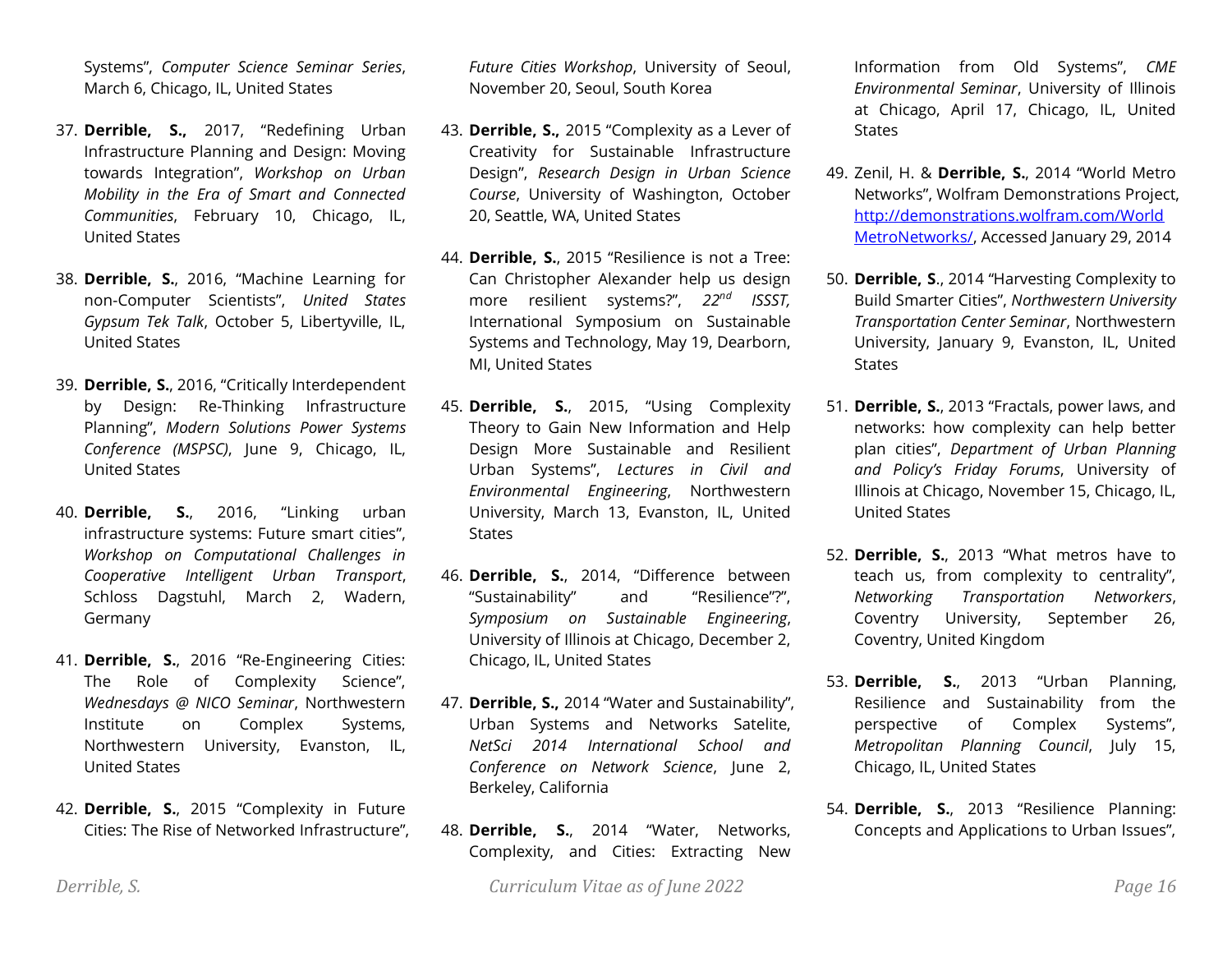Systems", *Computer Science Seminar Series*, March 6, Chicago, IL, United States

37. **Derrible, S.,** 2017, "Redefining Urban Infrastructure Planning and Design: Moving towards Integration", *Workshop on Urban Mobility in the Era of Smart and Connected Communities*, February 10, Chicago, IL, United States

38. **Derrible, S.**, 2016, "Machine Learning for non-Computer Scientists", *United States Gypsum Tek Talk*, October 5, Libertyville, IL, United States

39. **Derrible, S.**, 2016, "Critically Interdependent by Design: Re-Thinking Infrastructure Planning", *Modern Solutions Power Systems Conference (MSPSC)*, June 9, Chicago, IL, United States

40. **Derrible, S.**, 2016, "Linking urban infrastructure systems: Future smart cities", *Workshop on Computational Challenges in Cooperative Intelligent Urban Transport*, Schloss Dagstuhl, March 2, Wadern, Germany

41. **Derrible, S.**, 2016 "Re-Engineering Cities: The Role of Complexity Science", *Wednesdays @ NICO Seminar*, Northwestern Institute on Complex Systems, Northwestern University, Evanston, IL, United States

42. **Derrible, S.**, 2015 "Complexity in Future Cities: The Rise of Networked Infrastructure", *Future Cities Workshop*, University of Seoul, November 20, Seoul, South Korea

43. **Derrible, S.,** 2015 "Complexity as a Lever of Creativity for Sustainable Infrastructure Design", *Research Design in Urban Science Course*, University of Washington, October 20, Seattle, WA, United States

44. **Derrible, S.**, 2015 "Resilience is not a Tree: Can Christopher Alexander help us design more resilient systems?", *22nd ISSST,* International Symposium on Sustainable Systems and Technology, May 19, Dearborn, MI, United States

45. **Derrible, S.**, 2015, "Using Complexity Theory to Gain New Information and Help Design More Sustainable and Resilient Urban Systems", *Lectures in Civil and Environmental Engineering*, Northwestern University, March 13, Evanston, IL, United States

46. **Derrible, S.**, 2014, "Difference between "Sustainability" and "Resilience"?", *Symposium on Sustainable Engineering*, University of Illinois at Chicago, December 2, Chicago, IL, United States

47. **Derrible, S.,** 2014 "Water and Sustainability", Urban Systems and Networks Satelite, *NetSci 2014 International School and Conference on Network Science*, June 2, Berkeley, California

48. **Derrible, S.**, 2014 "Water, Networks, Complexity, and Cities: Extracting New Information from Old Systems", *CME Environmental Seminar*, University of Illinois at Chicago, April 17, Chicago, IL, United States

49. Zenil, H. & **Derrible, S.**, 2014 "World Metro Networks", Wolfram Demonstrations Project, [http://demonstrations.wolfram.com/WorldMetroNetworks/](http://demonstrations.wolfram.com/WorldMetroNetworks/), Accessed January 29, 2014

50. **Derrible, S**., 2014 "Harvesting Complexity to Build Smarter Cities", *Northwestern University Transportation Center Seminar*, Northwestern University, January 9, Evanston, IL, United States

51. **Derrible, S.**, 2013 "Fractals, power laws, and networks: how complexity can help better plan cities", *Department of Urban Planning and Policy's Friday Forums*, University of Illinois at Chicago, November 15, Chicago, IL, United States

52. **Derrible, S.**, 2013 "What metros have to teach us, from complexity to centrality", *Networking Transportation Networkers*, Coventry University, September 26, Coventry, United Kingdom

53. **Derrible, S.**, 2013 "Urban Planning, Resilience and Sustainability from the perspective of Complex Systems", *Metropolitan Planning Council*, July 15, Chicago, IL, United States

54. **Derrible, S.**, 2013 "Resilience Planning: Concepts and Applications to Urban Issues",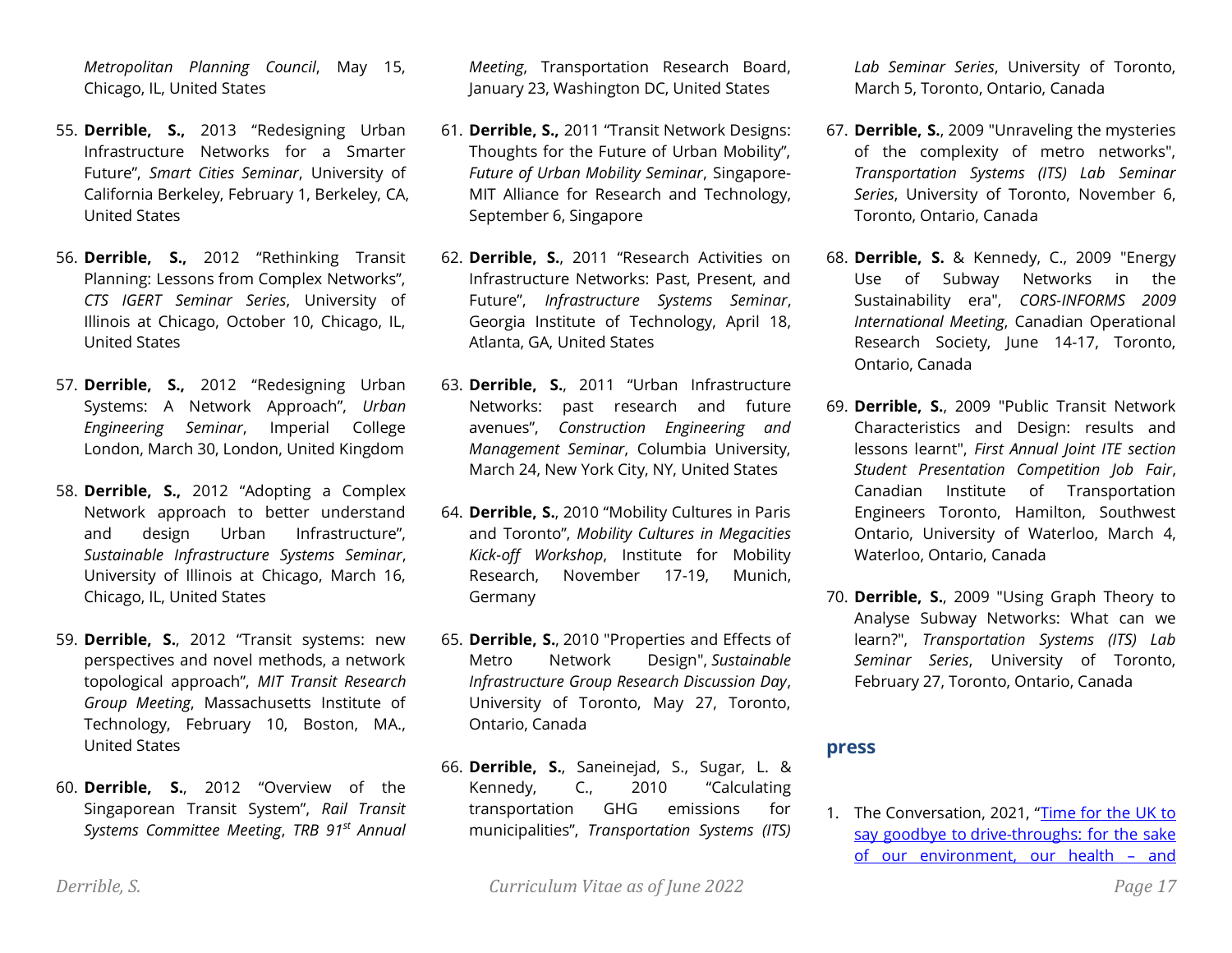*Metropolitan Planning Council*, May 15, Chicago, IL, United States

55. **Derrible, S.,** 2013 "Redesigning Urban Infrastructure Networks for a Smarter Future", *Smart Cities Seminar*, University of California Berkeley, February 1, Berkeley, CA, United States

56. **Derrible, S.,** 2012 "Rethinking Transit Planning: Lessons from Complex Networks", *CTS IGERT Seminar Series*, University of Illinois at Chicago, October 10, Chicago, IL, United States

57. **Derrible, S.,** 2012 "Redesigning Urban Systems: A Network Approach", *Urban Engineering Seminar*, Imperial College London, March 30, London, United Kingdom

58. **Derrible, S.,** 2012 "Adopting a Complex Network approach to better understand and design Urban Infrastructure", *Sustainable Infrastructure Systems Seminar*, University of Illinois at Chicago, March 16, Chicago, IL, United States

59. **Derrible, S.**, 2012 "Transit systems: new perspectives and novel methods, a network topological approach", *MIT Transit Research Group Meeting*, Massachusetts Institute of Technology, February 10, Boston, MA., United States

60. **Derrible, S.**, 2012 "Overview of the Singaporean Transit System", *Rail Transit Systems Committee Meeting*, *TRB 91st Annual Meeting*, Transportation Research Board, January 23, Washington DC, United States

61. **Derrible, S.,** 2011 "Transit Network Designs: Thoughts for the Future of Urban Mobility", *Future of Urban Mobility Seminar*, Singapore-MIT Alliance for Research and Technology, September 6, Singapore

62. **Derrible, S.**, 2011 "Research Activities on Infrastructure Networks: Past, Present, and Future", *Infrastructure Systems Seminar*, Georgia Institute of Technology, April 18, Atlanta, GA, United States

63. **Derrible, S.**, 2011 "Urban Infrastructure Networks: past research and future avenues", *Construction Engineering and Management Seminar*, Columbia University, March 24, New York City, NY, United States

64. **Derrible, S.**, 2010 "Mobility Cultures in Paris and Toronto", *Mobility Cultures in Megacities Kick-off Workshop*, Institute for Mobility Research, November 17-19, Munich, Germany

65. **Derrible, S.**, 2010 "Properties and Effects of Metro Network Design", *Sustainable Infrastructure Group Research Discussion Day*, University of Toronto, May 27, Toronto, Ontario, Canada

66. **Derrible, S.**, Saneinejad, S., Sugar, L. & Kennedy, C., 2010 "Calculating transportation GHG emissions for municipalities", *Transportation Systems (ITS) Lab Seminar Series*, University of Toronto, March 5, Toronto, Ontario, Canada

67. **Derrible, S.**, 2009 "Unraveling the mysteries of the complexity of metro networks", *Transportation Systems (ITS) Lab Seminar Series*, University of Toronto, November 6, Toronto, Ontario, Canada

68. **Derrible, S.** & Kennedy, C., 2009 "Energy Use of Subway Networks in the Sustainability era", *CORS-INFORMS 2009 International Meeting*, Canadian Operational Research Society, June 14-17, Toronto, Ontario, Canada

69. **Derrible, S.**, 2009 "Public Transit Network Characteristics and Design: results and lessons learnt", *First Annual Joint ITE section Student Presentation Competition Job Fair*, Canadian Institute of Transportation Engineers Toronto, Hamilton, Southwest Ontario, University of Waterloo, March 4, Waterloo, Ontario, Canada

70. **Derrible, S.**, 2009 "Using Graph Theory to Analyse Subway Networks: What can we learn?", *Transportation Systems (ITS) Lab Seminar Series*, University of Toronto, February 27, Toronto, Ontario, Canada

## press

1. The Conversation, 2021, "Time for the UK to say goodbye to drive-throughs: for the sake of our environment, our health – and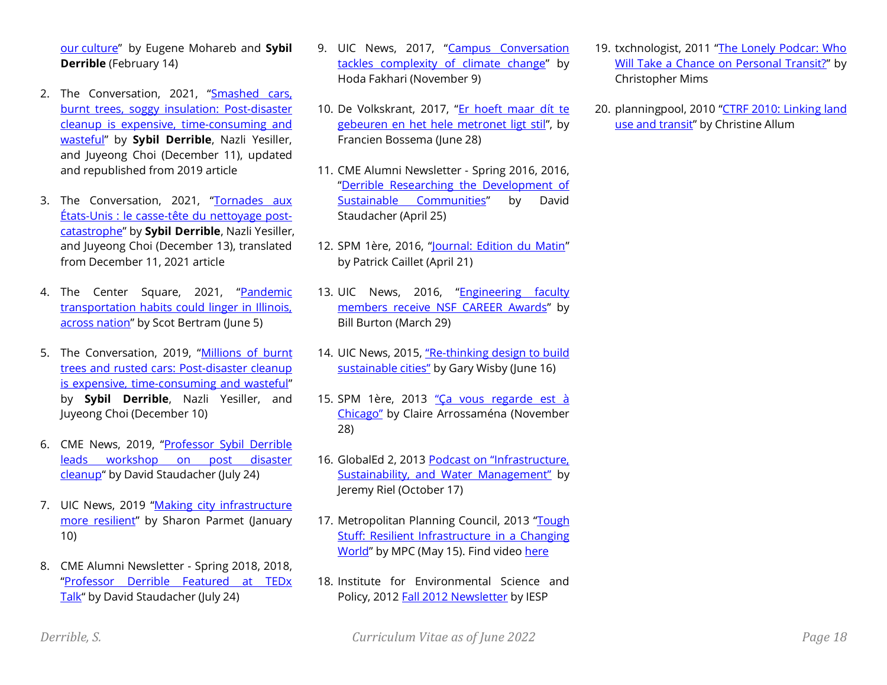our culture" by Eugene Mohareb and **Sybil Derrible** (February 14)

2. The Conversation, 2021, "Smashed cars, burnt trees, soggy insulation: Post-disaster cleanup is expensive, time-consuming and wasteful" by **Sybil Derrible**, Nazli Yesiller, and Juyeong Choi (December 11), updated and republished from 2019 article

3. The Conversation, 2021, "Tornades aux États-Unis : le casse-tête du nettoyage post-catastrophe" by **Sybil Derrible**, Nazli Yesiller, and Juyeong Choi (December 13), translated from December 11, 2021 article

4. The Center Square, 2021, "Pandemic transportation habits could linger in Illinois, across nation" by Scot Bertram (June 5)

5. The Conversation, 2019, "Millions of burnt trees and rusted cars: Post-disaster cleanup is expensive, time-consuming and wasteful" by **Sybil Derrible**, Nazli Yesiller, and Juyeong Choi (December 10)

6. CME News, 2019, "Professor Sybil Derrible leads workshop on post disaster cleanup" by David Staudacher (July 24)

7. UIC News, 2019 "Making city infrastructure more resilient" by Sharon Parmet (January 10)

8. CME Alumni Newsletter - Spring 2018, 2018, "Professor Derrible Featured at TEDx Talk" by David Staudacher (July 24)

9. UIC News, 2017, "Campus Conversation tackles complexity of climate change" by Hoda Fakhari (November 9)

10. De Volkskrant, 2017, "Er hoeft maar dít te gebeuren en het hele metronet ligt stil", by Francien Bossema (June 28)

11. CME Alumni Newsletter - Spring 2016, 2016, "Derrible Researching the Development of Sustainable Communities" by David Staudacher (April 25)

12. SPM 1ère, 2016, "Journal: Edition du Matin" by Patrick Caillet (April 21)

13. UIC News, 2016, "Engineering faculty members receive NSF CAREER Awards" by Bill Burton (March 29)

14. UIC News, 2015, "Re-thinking design to build sustainable cities" by Gary Wisby (June 16)

15. SPM 1ère, 2013 "Ça vous regarde est à Chicago" by Claire Arrossaména (November 28)

16. GlobalEd 2, 2013 Podcast on "Infrastructure, Sustainability, and Water Management" by Jeremy Riel (October 17)

17. Metropolitan Planning Council, 2013 "Tough Stuff: Resilient Infrastructure in a Changing World" by MPC (May 15). Find video here

18. Institute for Environmental Science and Policy, 2012 Fall 2012 Newsletter by IESP

19. txchnologist, 2011 "The Lonely Podcar: Who Will Take a Chance on Personal Transit?" by Christopher Mims

20. planningpool, 2010 "CTRF 2010: Linking land use and transit" by Christine Allum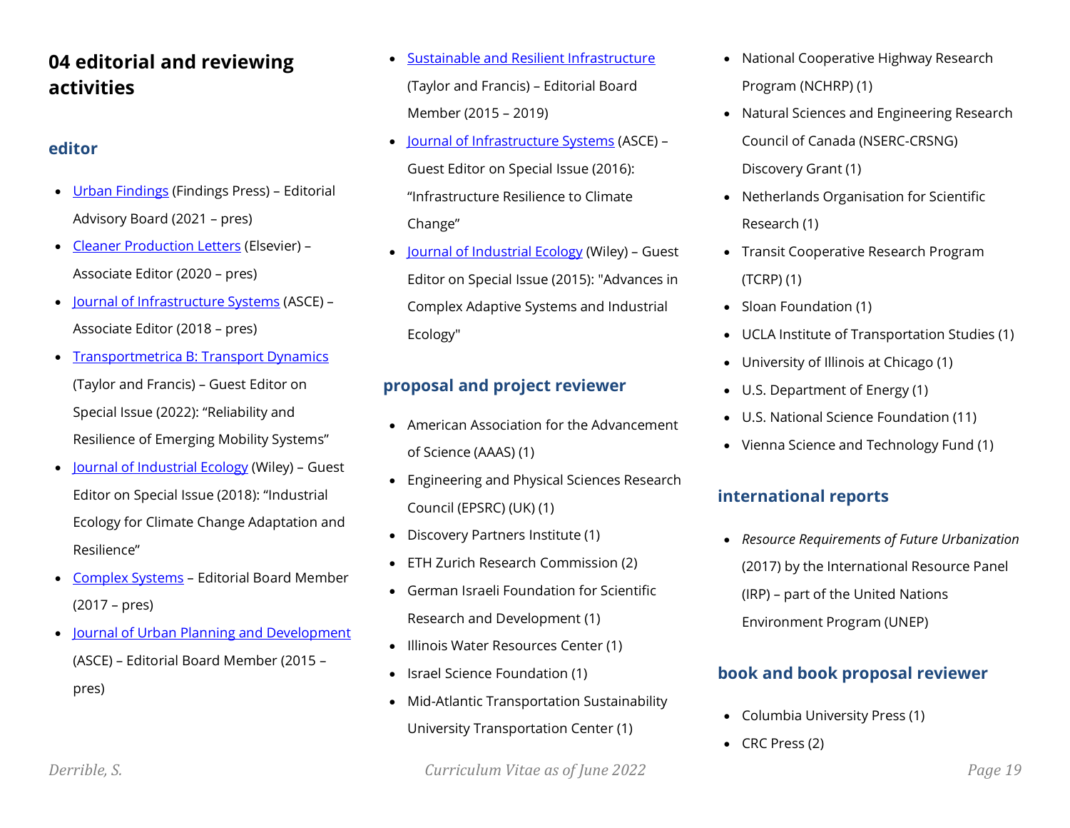# 04 editorial and reviewing activities

## editor

- Urban Findings (Findings Press) – Editorial Advisory Board (2021 – pres)
- Cleaner Production Letters (Elsevier) – Associate Editor (2020 – pres)
- Journal of Infrastructure Systems (ASCE) – Associate Editor (2018 – pres)
- Transportmetrica B: Transport Dynamics (Taylor and Francis) – Guest Editor on Special Issue (2022): "Reliability and Resilience of Emerging Mobility Systems"
- Journal of Industrial Ecology (Wiley) – Guest Editor on Special Issue (2018): "Industrial Ecology for Climate Change Adaptation and Resilience"
- Complex Systems – Editorial Board Member (2017 – pres)
- Journal of Urban Planning and Development (ASCE) – Editorial Board Member (2015 – pres)
- Sustainable and Resilient Infrastructure (Taylor and Francis) – Editorial Board Member (2015 – 2019)
- Journal of Infrastructure Systems (ASCE) – Guest Editor on Special Issue (2016): "Infrastructure Resilience to Climate Change"
- Journal of Industrial Ecology (Wiley) – Guest Editor on Special Issue (2015): "Advances in Complex Adaptive Systems and Industrial Ecology"

## proposal and project reviewer

- American Association for the Advancement of Science (AAAS) (1)
- Engineering and Physical Sciences Research Council (EPSRC) (UK) (1)
- Discovery Partners Institute (1)
- ETH Zurich Research Commission (2)
- German Israeli Foundation for Scientific Research and Development (1)
- Illinois Water Resources Center (1)
- Israel Science Foundation (1)
- Mid-Atlantic Transportation Sustainability University Transportation Center (1)
- National Cooperative Highway Research Program (NCHRP) (1)
- Natural Sciences and Engineering Research Council of Canada (NSERC-CRSNG) Discovery Grant (1)
- Netherlands Organisation for Scientific Research (1)
- Transit Cooperative Research Program (TCRP) (1)
- Sloan Foundation (1)
- UCLA Institute of Transportation Studies (1)
- University of Illinois at Chicago (1)
- U.S. Department of Energy (1)
- U.S. National Science Foundation (11)
- Vienna Science and Technology Fund (1)

## international reports

- *Resource Requirements of Future Urbanization* (2017) by the International Resource Panel (IRP) – part of the United Nations Environment Program (UNEP)

## book and book proposal reviewer

- Columbia University Press (1)
- CRC Press (2)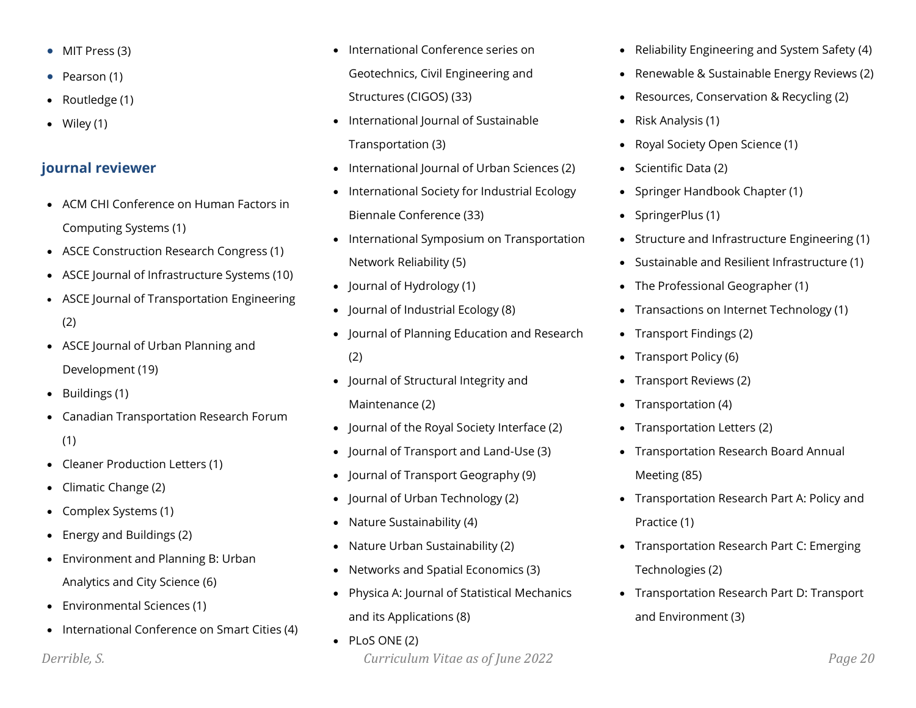- MIT Press (3)
- Pearson (1)
- Routledge (1)
- Wiley (1)

### journal reviewer

- ACM CHI Conference on Human Factors in Computing Systems (1)
- ASCE Construction Research Congress (1)
- ASCE Journal of Infrastructure Systems (10)
- ASCE Journal of Transportation Engineering (2)
- ASCE Journal of Urban Planning and Development (19)
- Buildings (1)
- Canadian Transportation Research Forum (1)
- Cleaner Production Letters (1)
- Climatic Change (2)
- Complex Systems (1)
- Energy and Buildings (2)
- Environment and Planning B: Urban Analytics and City Science (6)
- Environmental Sciences (1)
- International Conference on Smart Cities (4)
- International Conference series on Geotechnics, Civil Engineering and Structures (CIGOS) (33)
- International Journal of Sustainable Transportation (3)
- International Journal of Urban Sciences (2)
- International Society for Industrial Ecology Biennale Conference (33)
- International Symposium on Transportation Network Reliability (5)
- Journal of Hydrology (1)
- Journal of Industrial Ecology (8)
- Journal of Planning Education and Research (2)
- Journal of Structural Integrity and Maintenance (2)
- Journal of the Royal Society Interface (2)
- Journal of Transport and Land-Use (3)
- Journal of Transport Geography (9)
- Journal of Urban Technology (2)
- Nature Sustainability (4)
- Nature Urban Sustainability (2)
- Networks and Spatial Economics (3)
- Physica A: Journal of Statistical Mechanics and its Applications (8)
- PLoS ONE (2)
- Reliability Engineering and System Safety (4)
- Renewable & Sustainable Energy Reviews (2)
- Resources, Conservation & Recycling (2)
- Risk Analysis (1)
- Royal Society Open Science (1)
- Scientific Data (2)
- Springer Handbook Chapter (1)
- SpringerPlus (1)
- Structure and Infrastructure Engineering (1)
- Sustainable and Resilient Infrastructure (1)
- The Professional Geographer (1)
- Transactions on Internet Technology (1)
- Transport Findings (2)
- Transport Policy (6)
- Transport Reviews (2)
- Transportation (4)
- Transportation Letters (2)
- Transportation Research Board Annual Meeting (85)
- Transportation Research Part A: Policy and Practice (1)
- Transportation Research Part C: Emerging Technologies (2)
- Transportation Research Part D: Transport and Environment (3)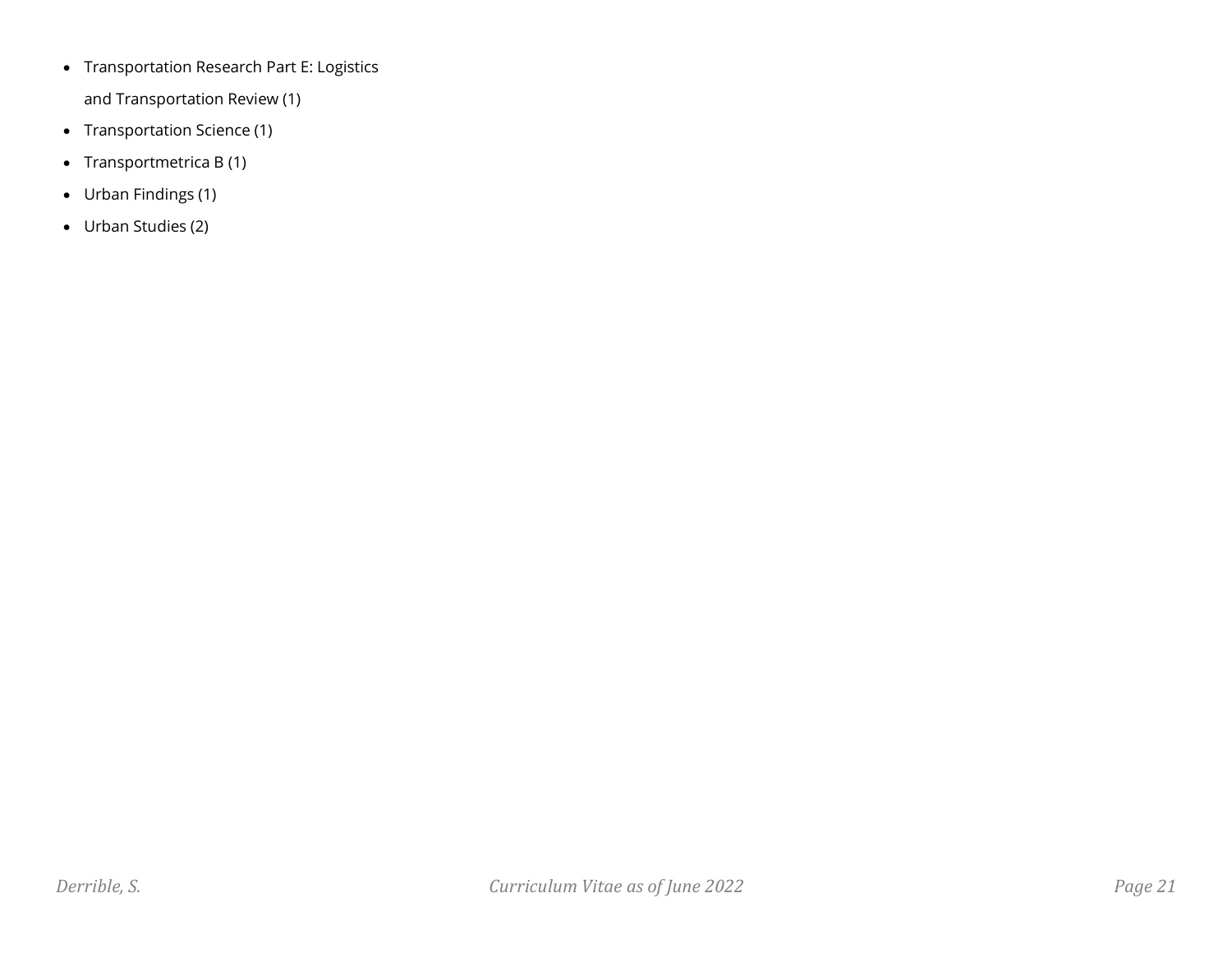- Transportation Research Part E: Logistics and Transportation Review (1)
- Transportation Science (1)
- Transportmetrica B (1)
- Urban Findings (1)
- Urban Studies (2)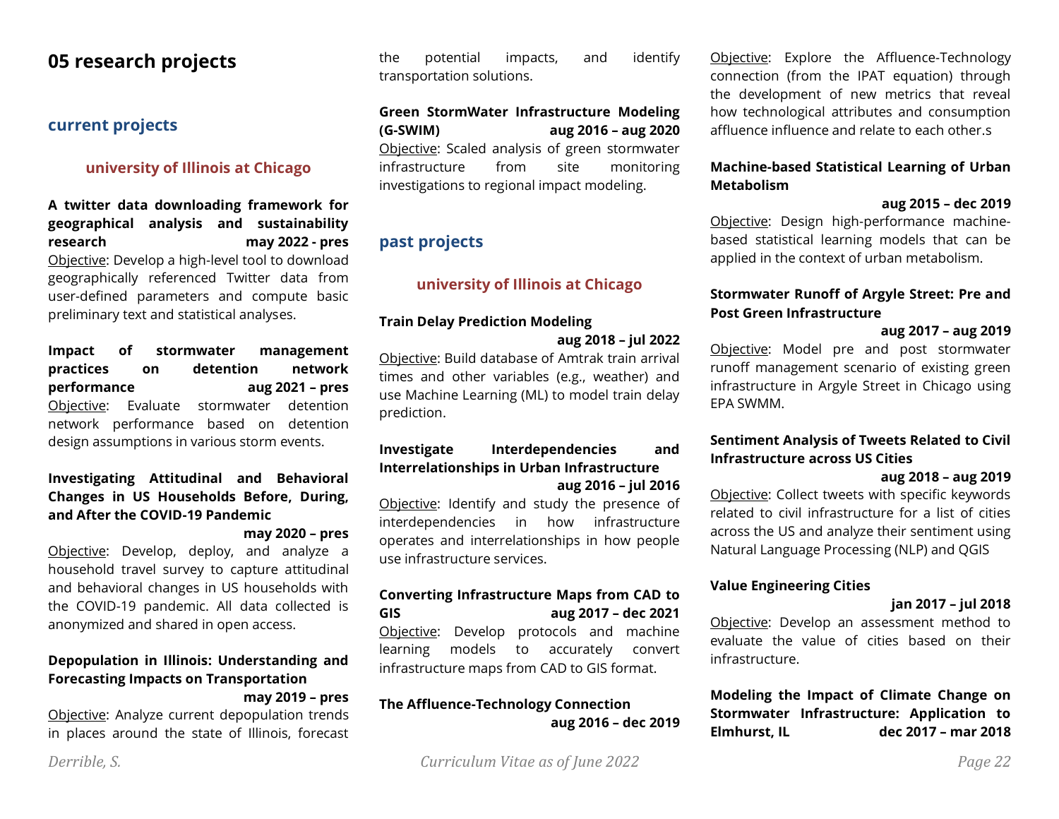# 05 research projects

## current projects

### university of Illinois at Chicago

**A twitter data downloading framework for geographical analysis and sustainability research** **may 2022 - pres**
Objective: Develop a high-level tool to download geographically referenced Twitter data from user-defined parameters and compute basic preliminary text and statistical analyses.

**Impact of stormwater management practices on detention network performance** **aug 2021 – pres**
Objective: Evaluate stormwater detention network performance based on detention design assumptions in various storm events.

**Investigating Attitudinal and Behavioral Changes in US Households Before, During, and After the COVID-19 Pandemic**
**may 2020 – pres**
Objective: Develop, deploy, and analyze a household travel survey to capture attitudinal and behavioral changes in US households with the COVID-19 pandemic. All data collected is anonymized and shared in open access.

**Depopulation in Illinois: Understanding and Forecasting Impacts on Transportation**
**may 2019 – pres**
Objective: Analyze current depopulation trends in places around the state of Illinois, forecast the potential impacts, and identify transportation solutions.

**Green StormWater Infrastructure Modeling (G-SWIM)** **aug 2016 – aug 2020**
Objective: Scaled analysis of green stormwater infrastructure from site monitoring investigations to regional impact modeling.

## past projects

### university of Illinois at Chicago

**Train Delay Prediction Modeling**
**aug 2018 – jul 2022**
Objective: Build database of Amtrak train arrival times and other variables (e.g., weather) and use Machine Learning (ML) to model train delay prediction.

**Investigate Interdependencies and Interrelationships in Urban Infrastructure**
**aug 2016 – jul 2016**
Objective: Identify and study the presence of interdependencies in how infrastructure operates and interrelationships in how people use infrastructure services.

**Converting Infrastructure Maps from CAD to GIS** **aug 2017 – dec 2021**
Objective: Develop protocols and machine learning models to accurately convert infrastructure maps from CAD to GIS format.

**The Affluence-Technology Connection**
**aug 2016 – dec 2019**
Objective: Explore the Affluence-Technology connection (from the IPAT equation) through the development of new metrics that reveal how technological attributes and consumption affluence influence and relate to each other.s

**Machine-based Statistical Learning of Urban Metabolism**
**aug 2015 – dec 2019**
Objective: Design high-performance machine-based statistical learning models that can be applied in the context of urban metabolism.

**Stormwater Runoff of Argyle Street: Pre and Post Green Infrastructure**
**aug 2017 – aug 2019**
Objective: Model pre and post stormwater runoff management scenario of existing green infrastructure in Argyle Street in Chicago using EPA SWMM.

**Sentiment Analysis of Tweets Related to Civil Infrastructure across US Cities**
**aug 2018 – aug 2019**
Objective: Collect tweets with specific keywords related to civil infrastructure for a list of cities across the US and analyze their sentiment using Natural Language Processing (NLP) and QGIS

**Value Engineering Cities**
**jan 2017 – jul 2018**
Objective: Develop an assessment method to evaluate the value of cities based on their infrastructure.

**Modeling the Impact of Climate Change on Stormwater Infrastructure: Application to Elmhurst, IL** **dec 2017 – mar 2018**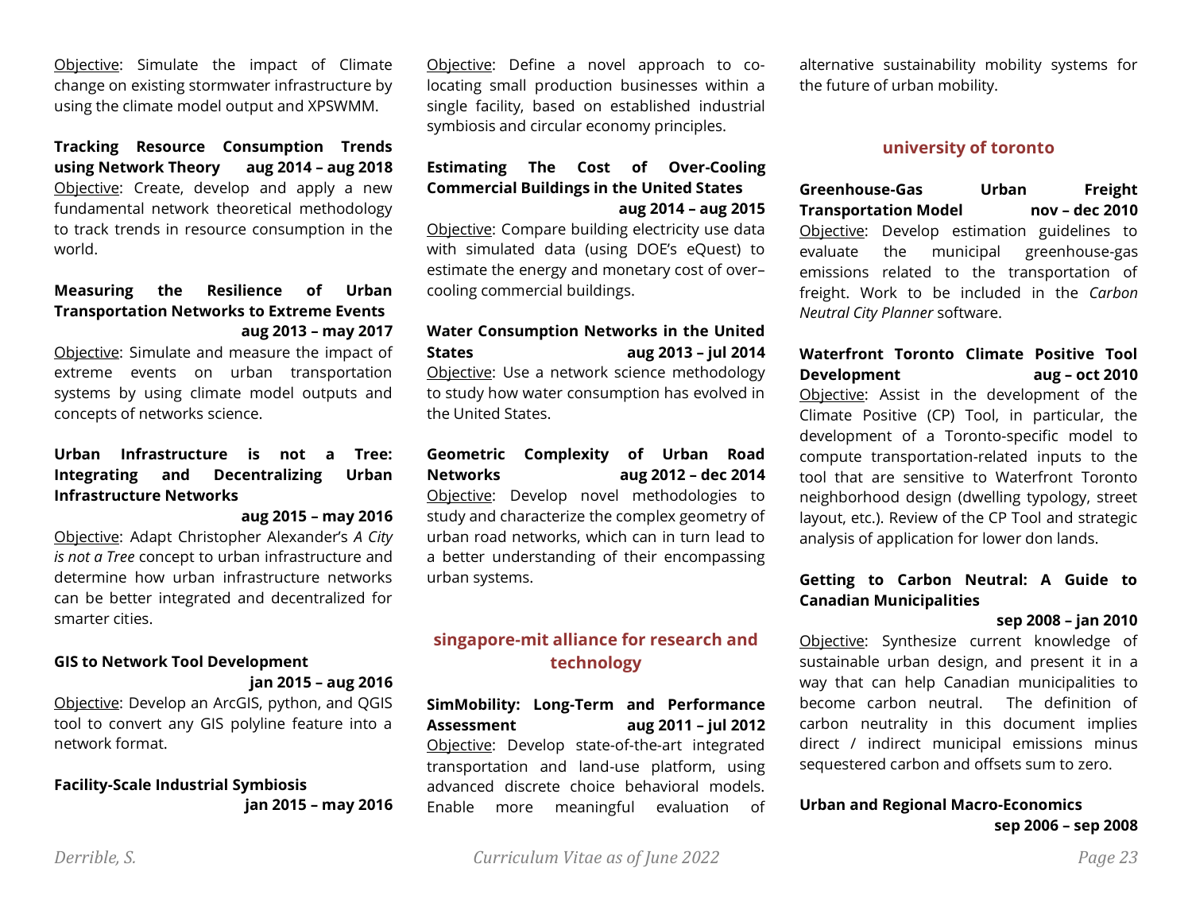Objective: Simulate the impact of Climate change on existing stormwater infrastructure by using the climate model output and XPSWMM.

**Tracking Resource Consumption Trends using Network Theory aug 2014 – aug 2018**
Objective: Create, develop and apply a new fundamental network theoretical methodology to track trends in resource consumption in the world.

**Measuring the Resilience of Urban Transportation Networks to Extreme Events aug 2013 – may 2017**
Objective: Simulate and measure the impact of extreme events on urban transportation systems by using climate model outputs and concepts of networks science.

**Urban Infrastructure is not a Tree: Integrating and Decentralizing Urban Infrastructure Networks aug 2015 – may 2016**
Objective: Adapt Christopher Alexander's *A City is not a Tree* concept to urban infrastructure and determine how urban infrastructure networks can be better integrated and decentralized for smarter cities.

**GIS to Network Tool Development jan 2015 – aug 2016**
Objective: Develop an ArcGIS, python, and QGIS tool to convert any GIS polyline feature into a network format.

**Facility-Scale Industrial Symbiosis jan 2015 – may 2016**
Objective: Define a novel approach to co-locating small production businesses within a single facility, based on established industrial symbiosis and circular economy principles.

**Estimating The Cost of Over-Cooling Commercial Buildings in the United States aug 2014 – aug 2015**
Objective: Compare building electricity use data with simulated data (using DOE's eQuest) to estimate the energy and monetary cost of over–cooling commercial buildings.

**Water Consumption Networks in the United States aug 2013 – jul 2014**
Objective: Use a network science methodology to study how water consumption has evolved in the United States.

**Geometric Complexity of Urban Road Networks aug 2012 – dec 2014**
Objective: Develop novel methodologies to study and characterize the complex geometry of urban road networks, which can in turn lead to a better understanding of their encompassing urban systems.

## singapore-mit alliance for research and technology

**SimMobility: Long-Term and Performance Assessment aug 2011 – jul 2012**
Objective: Develop state-of-the-art integrated transportation and land-use platform, using advanced discrete choice behavioral models. Enable more meaningful evaluation of alternative sustainability mobility systems for the future of urban mobility.

## university of toronto

**Greenhouse-Gas Urban Freight Transportation Model nov – dec 2010**
Objective: Develop estimation guidelines to evaluate the municipal greenhouse-gas emissions related to the transportation of freight. Work to be included in the *Carbon Neutral City Planner* software.

**Waterfront Toronto Climate Positive Tool Development aug – oct 2010**
Objective: Assist in the development of the Climate Positive (CP) Tool, in particular, the development of a Toronto-specific model to compute transportation-related inputs to the tool that are sensitive to Waterfront Toronto neighborhood design (dwelling typology, street layout, etc.). Review of the CP Tool and strategic analysis of application for lower don lands.

**Getting to Carbon Neutral: A Guide to Canadian Municipalities sep 2008 – jan 2010**
Objective: Synthesize current knowledge of sustainable urban design, and present it in a way that can help Canadian municipalities to become carbon neutral. The definition of carbon neutrality in this document implies direct / indirect municipal emissions minus sequestered carbon and offsets sum to zero.

**Urban and Regional Macro-Economics sep 2006 – sep 2008**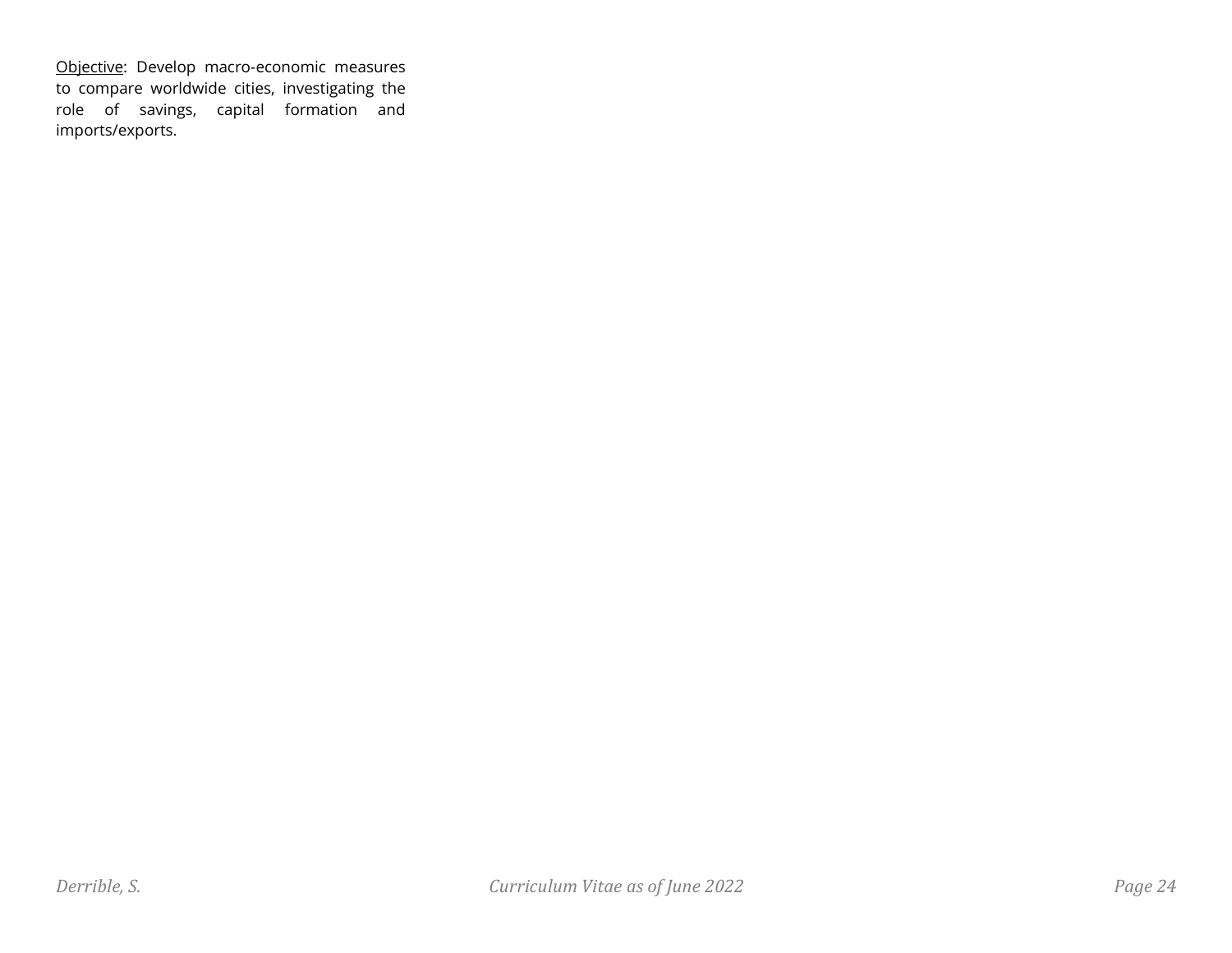<u>Objective</u>: Develop macro-economic measures to compare worldwide cities, investigating the role of savings, capital formation and imports/exports.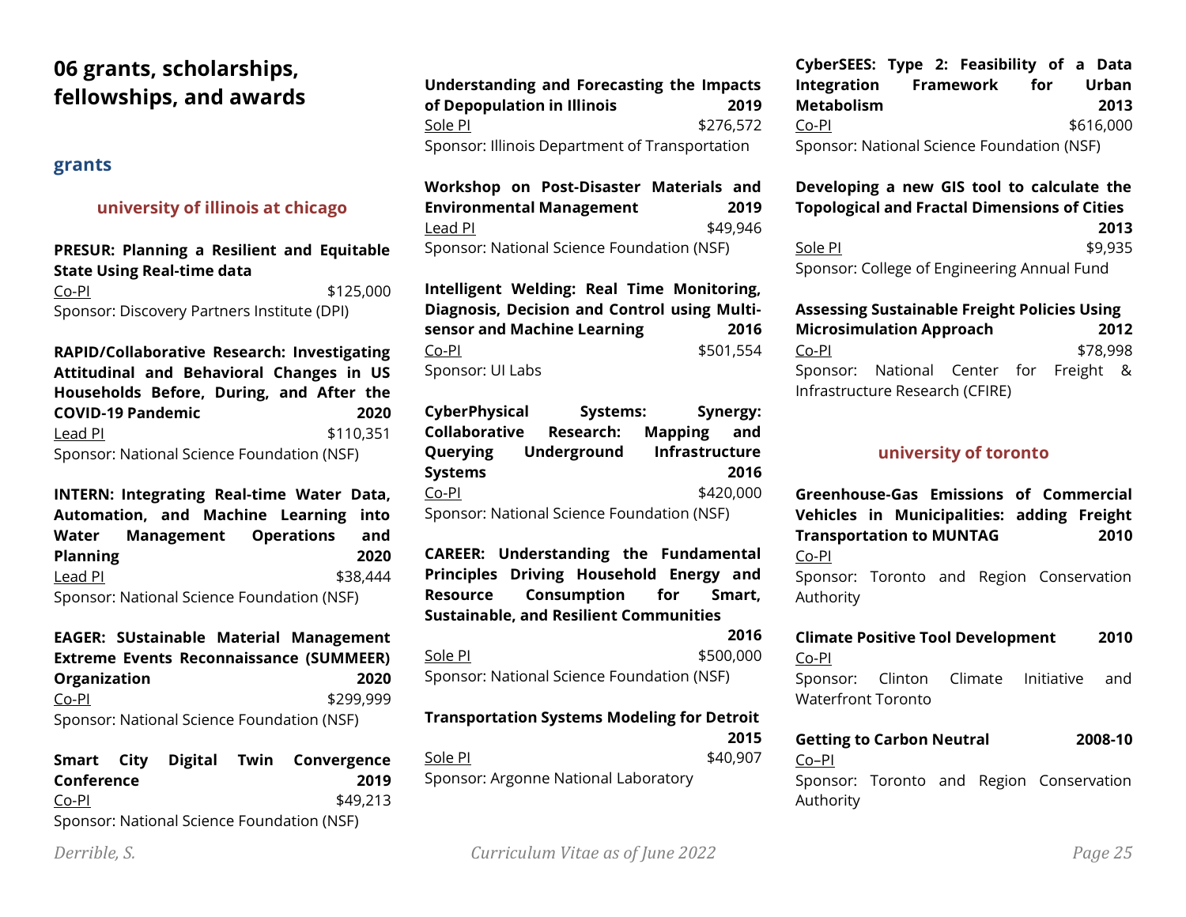# 06 grants, scholarships, fellowships, and awards

## grants

### university of illinois at chicago

**PRESUR: Planning a Resilient and Equitable State Using Real-time data**
Co-PI $125,000
Sponsor: Discovery Partners Institute (DPI)

**RAPID/Collaborative Research: Investigating Attitudinal and Behavioral Changes in US Households Before, During, and After the COVID-19 Pandemic 2020**
Lead PI $110,351
Sponsor: National Science Foundation (NSF)

**INTERN: Integrating Real-time Water Data, Automation, and Machine Learning into Water Management Operations and Planning 2020**
Lead PI $38,444
Sponsor: National Science Foundation (NSF)

**EAGER: SUstainable Material Management Extreme Events Reconnaissance (SUMMEER) Organization 2020**
Co-PI $299,999
Sponsor: National Science Foundation (NSF)

**Smart City Digital Twin Convergence Conference 2019**
Co-PI $49,213
Sponsor: National Science Foundation (NSF)

**Understanding and Forecasting the Impacts of Depopulation in Illinois 2019**
Sole PI $276,572
Sponsor: Illinois Department of Transportation

**Workshop on Post-Disaster Materials and Environmental Management 2019**
Lead PI $49,946
Sponsor: National Science Foundation (NSF)

**Intelligent Welding: Real Time Monitoring, Diagnosis, Decision and Control using Multi-sensor and Machine Learning 2016**
Co-PI $501,554
Sponsor: UI Labs

**CyberPhysical Systems: Synergy: Collaborative Research: Mapping and Querying Underground Infrastructure Systems 2016**
Co-PI $420,000
Sponsor: National Science Foundation (NSF)

**CAREER: Understanding the Fundamental Principles Driving Household Energy and Resource Consumption for Smart, Sustainable, and Resilient Communities 2016**
Sole PI $500,000
Sponsor: National Science Foundation (NSF)

**Transportation Systems Modeling for Detroit 2015**
Sole PI $40,907
Sponsor: Argonne National Laboratory

**CyberSEES: Type 2: Feasibility of a Data Integration Framework for Urban Metabolism 2013**
Co-PI $616,000
Sponsor: National Science Foundation (NSF)

**Developing a new GIS tool to calculate the Topological and Fractal Dimensions of Cities 2013**
Sole PI $9,935
Sponsor: College of Engineering Annual Fund

**Assessing Sustainable Freight Policies Using Microsimulation Approach 2012**
Co-PI $78,998
Sponsor: National Center for Freight & Infrastructure Research (CFIRE)

### university of toronto

**Greenhouse-Gas Emissions of Commercial Vehicles in Municipalities: adding Freight Transportation to MUNTAG 2010**
Co-PI
Sponsor: Toronto and Region Conservation Authority

**Climate Positive Tool Development 2010**
Co-PI
Sponsor: Clinton Climate Initiative and Waterfront Toronto

**Getting to Carbon Neutral 2008-10**
Co–PI
Sponsor: Toronto and Region Conservation Authority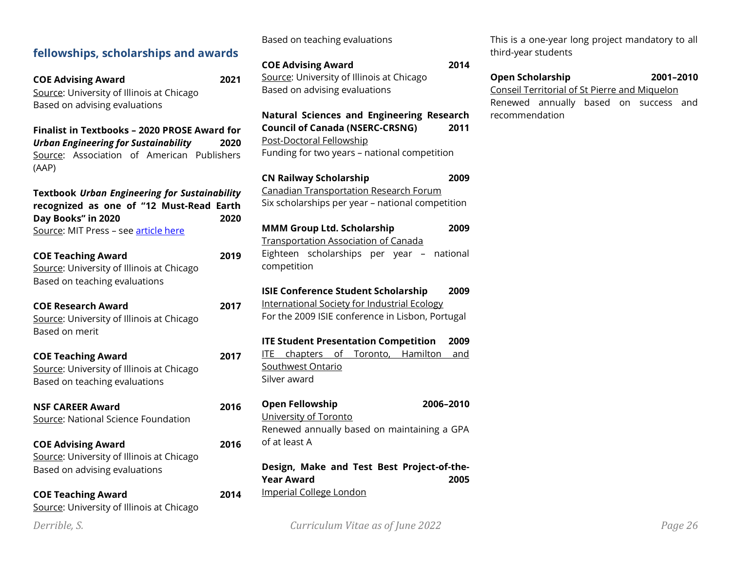## fellowships, scholarships and awards

**COE Advising Award** **2021**
Source: University of Illinois at Chicago
Based on advising evaluations

**Finalist in Textbooks – 2020 PROSE Award for *Urban Engineering for Sustainability*** **2020**
Source: Association of American Publishers (AAP)

**Textbook *Urban Engineering for Sustainability* recognized as one of "12 Must-Read Earth Day Books" in 2020** **2020**
Source: MIT Press – see [article here]()

**COE Teaching Award** **2019**
Source: University of Illinois at Chicago
Based on teaching evaluations

**COE Research Award** **2017**
Source: University of Illinois at Chicago
Based on merit

**COE Teaching Award** **2017**
Source: University of Illinois at Chicago
Based on teaching evaluations

**NSF CAREER Award** **2016**
Source: National Science Foundation

**COE Advising Award** **2016**
Source: University of Illinois at Chicago
Based on advising evaluations

**COE Teaching Award** **2014**
Source: University of Illinois at Chicago
Based on teaching evaluations

**COE Advising Award** **2014**
Source: University of Illinois at Chicago
Based on advising evaluations

**Natural Sciences and Engineering Research Council of Canada (NSERC-CRSNG)** **2011**
Post-Doctoral Fellowship
Funding for two years – national competition

**CN Railway Scholarship** **2009**
Canadian Transportation Research Forum
Six scholarships per year – national competition

**MMM Group Ltd. Scholarship** **2009**
Transportation Association of Canada
Eighteen scholarships per year – national competition

**ISIE Conference Student Scholarship** **2009**
International Society for Industrial Ecology
For the 2009 ISIE conference in Lisbon, Portugal

**ITE Student Presentation Competition** **2009**
ITE chapters of Toronto, Hamilton and Southwest Ontario
Silver award

**Open Fellowship** **2006–2010**
University of Toronto
Renewed annually based on maintaining a GPA of at least A

**Design, Make and Test Best Project-of-the-Year Award** **2005**
Imperial College London
This is a one-year long project mandatory to all third-year students

**Open Scholarship** **2001–2010**
Conseil Territorial of St Pierre and Miquelon
Renewed annually based on success and recommendation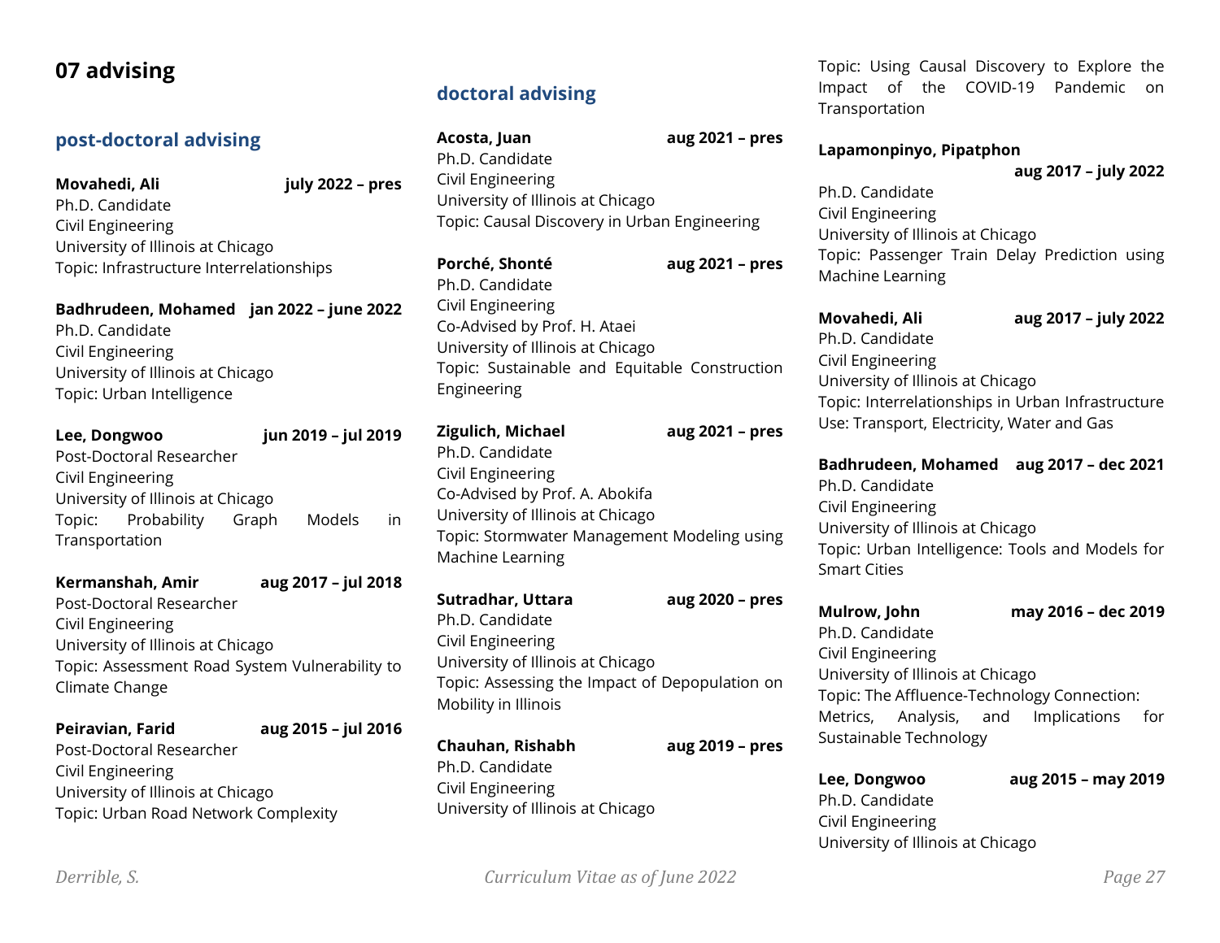# 07 advising

## post-doctoral advising

**Movahedi, Ali** **july 2022 – pres**
Ph.D. Candidate
Civil Engineering
University of Illinois at Chicago
Topic: Infrastructure Interrelationships

**Badhrudeen, Mohamed** **jan 2022 – june 2022**
Ph.D. Candidate
Civil Engineering
University of Illinois at Chicago
Topic: Urban Intelligence

**Lee, Dongwoo** **jun 2019 – jul 2019**
Post-Doctoral Researcher
Civil Engineering
University of Illinois at Chicago
Topic: Probability Graph Models in Transportation

**Kermanshah, Amir** **aug 2017 – jul 2018**
Post-Doctoral Researcher
Civil Engineering
University of Illinois at Chicago
Topic: Assessment Road System Vulnerability to Climate Change

**Peiravian, Farid** **aug 2015 – jul 2016**
Post-Doctoral Researcher
Civil Engineering
University of Illinois at Chicago
Topic: Urban Road Network Complexity

## doctoral advising

**Acosta, Juan** **aug 2021 – pres**
Ph.D. Candidate
Civil Engineering
University of Illinois at Chicago
Topic: Causal Discovery in Urban Engineering

**Porché, Shonté** **aug 2021 – pres**
Ph.D. Candidate
Civil Engineering
Co-Advised by Prof. H. Ataei
University of Illinois at Chicago
Topic: Sustainable and Equitable Construction Engineering

**Zigulich, Michael** **aug 2021 – pres**
Ph.D. Candidate
Civil Engineering
Co-Advised by Prof. A. Abokifa
University of Illinois at Chicago
Topic: Stormwater Management Modeling using Machine Learning

**Sutradhar, Uttara** **aug 2020 – pres**
Ph.D. Candidate
Civil Engineering
University of Illinois at Chicago
Topic: Assessing the Impact of Depopulation on Mobility in Illinois

**Chauhan, Rishabh** **aug 2019 – pres**
Ph.D. Candidate
Civil Engineering
University of Illinois at Chicago
Topic: Using Causal Discovery to Explore the Impact of the COVID-19 Pandemic on Transportation

**Lapamonpinyo, Pipatphon** **aug 2017 – july 2022**
Ph.D. Candidate
Civil Engineering
University of Illinois at Chicago
Topic: Passenger Train Delay Prediction using Machine Learning

**Movahedi, Ali** **aug 2017 – july 2022**
Ph.D. Candidate
Civil Engineering
University of Illinois at Chicago
Topic: Interrelationships in Urban Infrastructure Use: Transport, Electricity, Water and Gas

**Badhrudeen, Mohamed** **aug 2017 – dec 2021**
Ph.D. Candidate
Civil Engineering
University of Illinois at Chicago
Topic: Urban Intelligence: Tools and Models for Smart Cities

**Mulrow, John** **may 2016 – dec 2019**
Ph.D. Candidate
Civil Engineering
University of Illinois at Chicago
Topic: The Affluence-Technology Connection: Metrics, Analysis, and Implications for Sustainable Technology

**Lee, Dongwoo** **aug 2015 – may 2019**
Ph.D. Candidate
Civil Engineering
University of Illinois at Chicago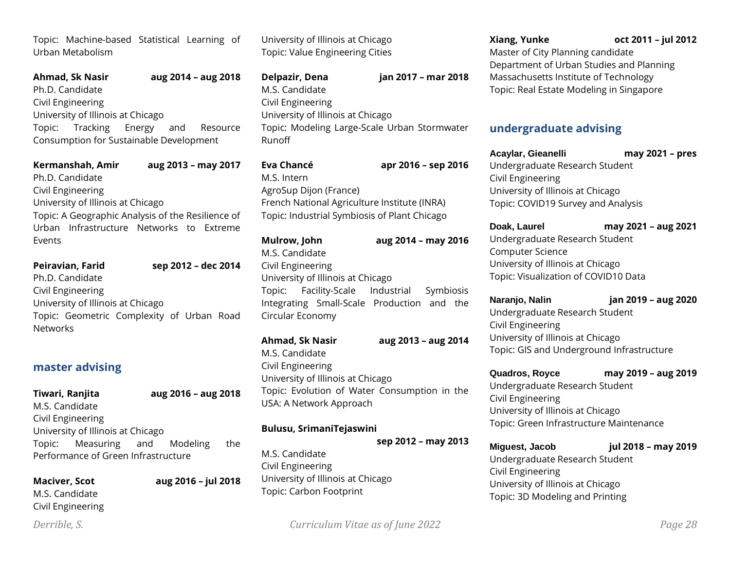Topic: Machine-based Statistical Learning of Urban Metabolism

**Ahmad, Sk Nasir** **aug 2014 – aug 2018**
Ph.D. Candidate
Civil Engineering
University of Illinois at Chicago
Topic: Tracking Energy and Resource Consumption for Sustainable Development

**Kermanshah, Amir** **aug 2013 – may 2017**
Ph.D. Candidate
Civil Engineering
University of Illinois at Chicago
Topic: A Geographic Analysis of the Resilience of Urban Infrastructure Networks to Extreme Events

**Peiravian, Farid** **sep 2012 – dec 2014**
Ph.D. Candidate
Civil Engineering
University of Illinois at Chicago
Topic: Geometric Complexity of Urban Road Networks

## master advising

**Tiwari, Ranjita** **aug 2016 – aug 2018**
M.S. Candidate
Civil Engineering
University of Illinois at Chicago
Topic: Measuring and Modeling the Performance of Green Infrastructure

**Maciver, Scot** **aug 2016 – jul 2018**
M.S. Candidate
Civil Engineering
University of Illinois at Chicago
Topic: Value Engineering Cities

**Delpazir, Dena** **jan 2017 – mar 2018**
M.S. Candidate
Civil Engineering
University of Illinois at Chicago
Topic: Modeling Large-Scale Urban Stormwater Runoff

**Eva Chancé** **apr 2016 – sep 2016**
M.S. Intern
AgroSup Dijon (France)
French National Agriculture Institute (INRA)
Topic: Industrial Symbiosis of Plant Chicago

**Mulrow, John** **aug 2014 – may 2016**
M.S. Candidate
Civil Engineering
University of Illinois at Chicago
Topic: Facility-Scale Industrial Symbiosis Integrating Small-Scale Production and the Circular Economy

**Ahmad, Sk Nasir** **aug 2013 – aug 2014**
M.S. Candidate
Civil Engineering
University of Illinois at Chicago
Topic: Evolution of Water Consumption in the USA: A Network Approach

**Bulusu, SrimaniTejaswini** **sep 2012 – may 2013**
M.S. Candidate
Civil Engineering
University of Illinois at Chicago
Topic: Carbon Footprint

**Xiang, Yunke** **oct 2011 – jul 2012**
Master of City Planning candidate
Department of Urban Studies and Planning
Massachusetts Institute of Technology
Topic: Real Estate Modeling in Singapore

## undergraduate advising

**Acaylar, Gieanelli** **may 2021 – pres**
Undergraduate Research Student
Civil Engineering
University of Illinois at Chicago
Topic: COVID19 Survey and Analysis

**Doak, Laurel** **may 2021 – aug 2021**
Undergraduate Research Student
Computer Science
University of Illinois at Chicago
Topic: Visualization of COVID10 Data

**Naranjo, Nalin** **jan 2019 – aug 2020**
Undergraduate Research Student
Civil Engineering
University of Illinois at Chicago
Topic: GIS and Underground Infrastructure

**Quadros, Royce** **may 2019 – aug 2019**
Undergraduate Research Student
Civil Engineering
University of Illinois at Chicago
Topic: Green Infrastructure Maintenance

**Miguest, Jacob** **jul 2018 – may 2019**
Undergraduate Research Student
Civil Engineering
University of Illinois at Chicago
Topic: 3D Modeling and Printing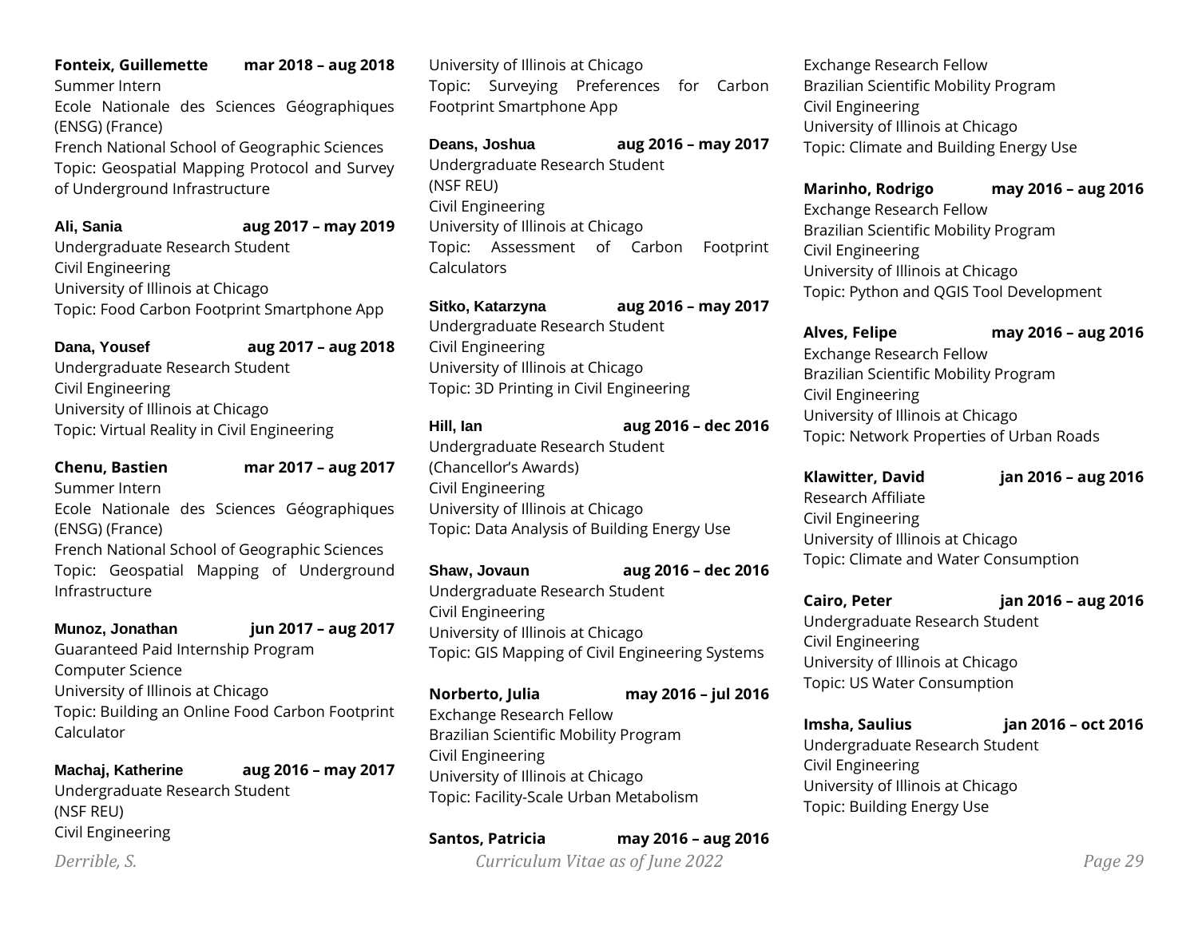**Fonteix, Guillemette** **mar 2018 – aug 2018**
Summer Intern
Ecole Nationale des Sciences Géographiques (ENSG) (France)
French National School of Geographic Sciences
Topic: Geospatial Mapping Protocol and Survey of Underground Infrastructure

**Ali, Sania** **aug 2017 – may 2019**
Undergraduate Research Student
Civil Engineering
University of Illinois at Chicago
Topic: Food Carbon Footprint Smartphone App

**Dana, Yousef** **aug 2017 – aug 2018**
Undergraduate Research Student
Civil Engineering
University of Illinois at Chicago
Topic: Virtual Reality in Civil Engineering

**Chenu, Bastien** **mar 2017 – aug 2017**
Summer Intern
Ecole Nationale des Sciences Géographiques (ENSG) (France)
French National School of Geographic Sciences
Topic: Geospatial Mapping of Underground Infrastructure

**Munoz, Jonathan** **jun 2017 – aug 2017**
Guaranteed Paid Internship Program
Computer Science
University of Illinois at Chicago
Topic: Building an Online Food Carbon Footprint Calculator

**Machaj, Katherine** **aug 2016 – may 2017**
Undergraduate Research Student
(NSF REU)
Civil Engineering
University of Illinois at Chicago
Topic: Surveying Preferences for Carbon Footprint Smartphone App

**Deans, Joshua** **aug 2016 – may 2017**
Undergraduate Research Student
(NSF REU)
Civil Engineering
University of Illinois at Chicago
Topic: Assessment of Carbon Footprint Calculators

**Sitko, Katarzyna** **aug 2016 – may 2017**
Undergraduate Research Student
Civil Engineering
University of Illinois at Chicago
Topic: 3D Printing in Civil Engineering

**Hill, Ian** **aug 2016 – dec 2016**
Undergraduate Research Student
(Chancellor's Awards)
Civil Engineering
University of Illinois at Chicago
Topic: Data Analysis of Building Energy Use

**Shaw, Jovaun** **aug 2016 – dec 2016**
Undergraduate Research Student
Civil Engineering
University of Illinois at Chicago
Topic: GIS Mapping of Civil Engineering Systems

**Norberto, Julia** **may 2016 – jul 2016**
Exchange Research Fellow
Brazilian Scientific Mobility Program
Civil Engineering
University of Illinois at Chicago
Topic: Facility-Scale Urban Metabolism

**Santos, Patricia** **may 2016 – aug 2016**
Exchange Research Fellow
Brazilian Scientific Mobility Program
Civil Engineering
University of Illinois at Chicago
Topic: Climate and Building Energy Use

**Marinho, Rodrigo** **may 2016 – aug 2016**
Exchange Research Fellow
Brazilian Scientific Mobility Program
Civil Engineering
University of Illinois at Chicago
Topic: Python and QGIS Tool Development

**Alves, Felipe** **may 2016 – aug 2016**
Exchange Research Fellow
Brazilian Scientific Mobility Program
Civil Engineering
University of Illinois at Chicago
Topic: Network Properties of Urban Roads

**Klawitter, David** **jan 2016 – aug 2016**
Research Affiliate
Civil Engineering
University of Illinois at Chicago
Topic: Climate and Water Consumption

**Cairo, Peter** **jan 2016 – aug 2016**
Undergraduate Research Student
Civil Engineering
University of Illinois at Chicago
Topic: US Water Consumption

**Imsha, Saulius** **jan 2016 – oct 2016**
Undergraduate Research Student
Civil Engineering
University of Illinois at Chicago
Topic: Building Energy Use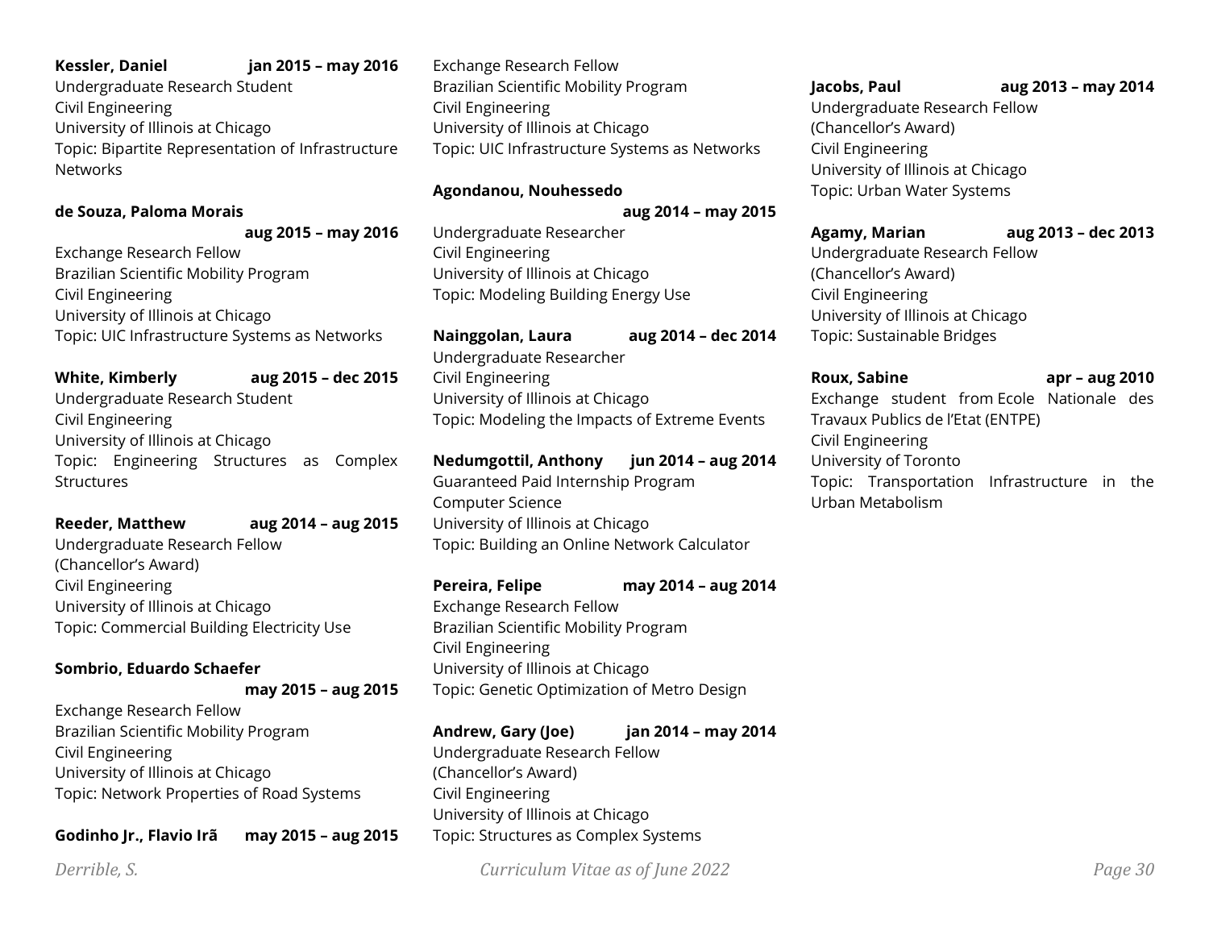**Kessler, Daniel** **jan 2015 – may 2016**
Undergraduate Research Student
Civil Engineering
University of Illinois at Chicago
Topic: Bipartite Representation of Infrastructure Networks

**de Souza, Paloma Morais** **aug 2015 – may 2016**
Exchange Research Fellow
Brazilian Scientific Mobility Program
Civil Engineering
University of Illinois at Chicago
Topic: UIC Infrastructure Systems as Networks

**White, Kimberly** **aug 2015 – dec 2015**
Undergraduate Research Student
Civil Engineering
University of Illinois at Chicago
Topic: Engineering Structures as Complex Structures

**Reeder, Matthew** **aug 2014 – aug 2015**
Undergraduate Research Fellow
(Chancellor's Award)
Civil Engineering
University of Illinois at Chicago
Topic: Commercial Building Electricity Use

**Sombrio, Eduardo Schaefer** **may 2015 – aug 2015**
Exchange Research Fellow
Brazilian Scientific Mobility Program
Civil Engineering
University of Illinois at Chicago
Topic: Network Properties of Road Systems

**Godinho Jr., Flavio Irã** **may 2015 – aug 2015**
Exchange Research Fellow
Brazilian Scientific Mobility Program
Civil Engineering
University of Illinois at Chicago
Topic: UIC Infrastructure Systems as Networks

**Agondanou, Nouhessedo** **aug 2014 – may 2015**
Undergraduate Researcher
Civil Engineering
University of Illinois at Chicago
Topic: Modeling Building Energy Use

**Nainggolan, Laura** **aug 2014 – dec 2014**
Undergraduate Researcher
Civil Engineering
University of Illinois at Chicago
Topic: Modeling the Impacts of Extreme Events

**Nedumgottil, Anthony** **jun 2014 – aug 2014**
Guaranteed Paid Internship Program
Computer Science
University of Illinois at Chicago
Topic: Building an Online Network Calculator

**Pereira, Felipe** **may 2014 – aug 2014**
Exchange Research Fellow
Brazilian Scientific Mobility Program
Civil Engineering
University of Illinois at Chicago
Topic: Genetic Optimization of Metro Design

**Andrew, Gary (Joe)** **jan 2014 – may 2014**
Undergraduate Research Fellow
(Chancellor's Award)
Civil Engineering
University of Illinois at Chicago
Topic: Structures as Complex Systems

**Jacobs, Paul** **aug 2013 – may 2014**
Undergraduate Research Fellow
(Chancellor's Award)
Civil Engineering
University of Illinois at Chicago
Topic: Urban Water Systems

**Agamy, Marian** **aug 2013 – dec 2013**
Undergraduate Research Fellow
(Chancellor's Award)
Civil Engineering
University of Illinois at Chicago
Topic: Sustainable Bridges

**Roux, Sabine** **apr – aug 2010**
Exchange student from Ecole Nationale des Travaux Publics de l'Etat (ENTPE)
Civil Engineering
University of Toronto
Topic: Transportation Infrastructure in the Urban Metabolism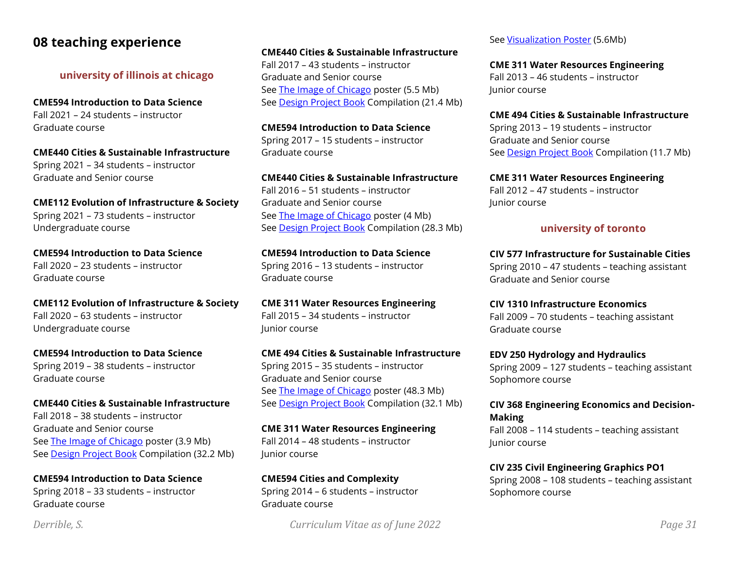## 08 teaching experience

### university of illinois at chicago

**CME594 Introduction to Data Science**
Fall 2021 – 24 students – instructor
Graduate course

**CME440 Cities & Sustainable Infrastructure**
Spring 2021 – 34 students – instructor
Graduate and Senior course

**CME112 Evolution of Infrastructure & Society**
Spring 2021 – 73 students – instructor
Undergraduate course

**CME594 Introduction to Data Science**
Fall 2020 – 23 students – instructor
Graduate course

**CME112 Evolution of Infrastructure & Society**
Fall 2020 – 63 students – instructor
Undergraduate course

**CME594 Introduction to Data Science**
Spring 2019 – 38 students – instructor
Graduate course

**CME440 Cities & Sustainable Infrastructure**
Fall 2018 – 38 students – instructor
Graduate and Senior course
See The Image of Chicago poster (3.9 Mb)
See Design Project Book Compilation (32.2 Mb)

**CME594 Introduction to Data Science**
Spring 2018 – 33 students – instructor
Graduate course

**CME440 Cities & Sustainable Infrastructure**
Fall 2017 – 43 students – instructor
Graduate and Senior course
See The Image of Chicago poster (5.5 Mb)
See Design Project Book Compilation (21.4 Mb)

**CME594 Introduction to Data Science**
Spring 2017 – 15 students – instructor
Graduate course

**CME440 Cities & Sustainable Infrastructure**
Fall 2016 – 51 students – instructor
Graduate and Senior course
See The Image of Chicago poster (4 Mb)
See Design Project Book Compilation (28.3 Mb)

**CME594 Introduction to Data Science**
Spring 2016 – 13 students – instructor
Graduate course

**CME 311 Water Resources Engineering**
Fall 2015 – 34 students – instructor
Junior course

**CME 494 Cities & Sustainable Infrastructure**
Spring 2015 – 35 students – instructor
Graduate and Senior course
See The Image of Chicago poster (48.3 Mb)
See Design Project Book Compilation (32.1 Mb)

**CME 311 Water Resources Engineering**
Fall 2014 – 48 students – instructor
Junior course

**CME594 Cities and Complexity**
Spring 2014 – 6 students – instructor
Graduate course
See Visualization Poster (5.6Mb)

**CME 311 Water Resources Engineering**
Fall 2013 – 46 students – instructor
Junior course

**CME 494 Cities & Sustainable Infrastructure**
Spring 2013 – 19 students – instructor
Graduate and Senior course
See Design Project Book Compilation (11.7 Mb)

**CME 311 Water Resources Engineering**
Fall 2012 – 47 students – instructor
Junior course

### university of toronto

**CIV 577 Infrastructure for Sustainable Cities**
Spring 2010 – 47 students – teaching assistant
Graduate and Senior course

**CIV 1310 Infrastructure Economics**
Fall 2009 – 70 students – teaching assistant
Graduate course

**EDV 250 Hydrology and Hydraulics**
Spring 2009 – 127 students – teaching assistant
Sophomore course

**CIV 368 Engineering Economics and Decision-Making**
Fall 2008 – 114 students – teaching assistant
Junior course

**CIV 235 Civil Engineering Graphics PO1**
Spring 2008 – 108 students – teaching assistant
Sophomore course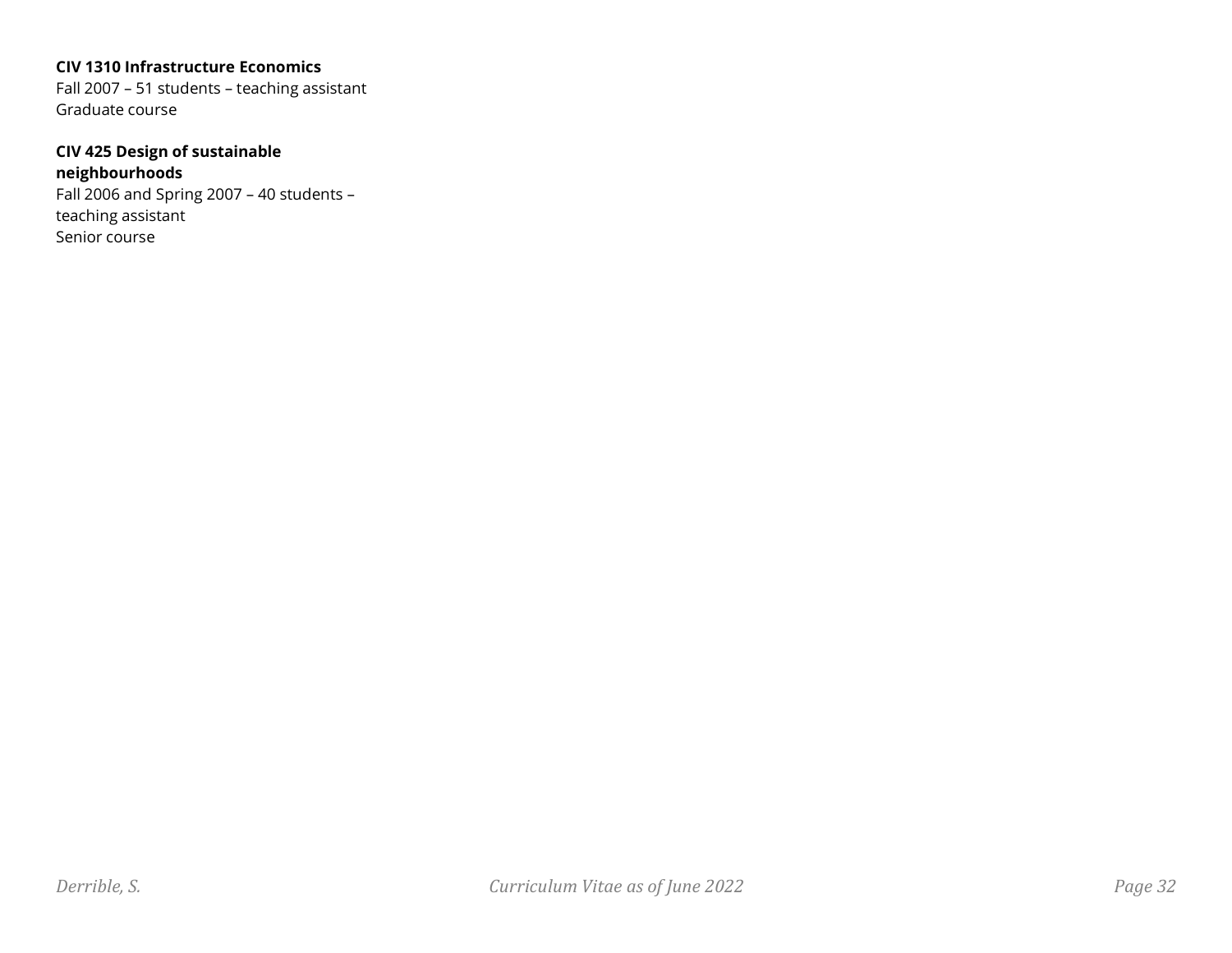**CIV 1310 Infrastructure Economics**
Fall 2007 – 51 students – teaching assistant
Graduate course

**CIV 425 Design of sustainable neighbourhoods**
Fall 2006 and Spring 2007 – 40 students – teaching assistant
Senior course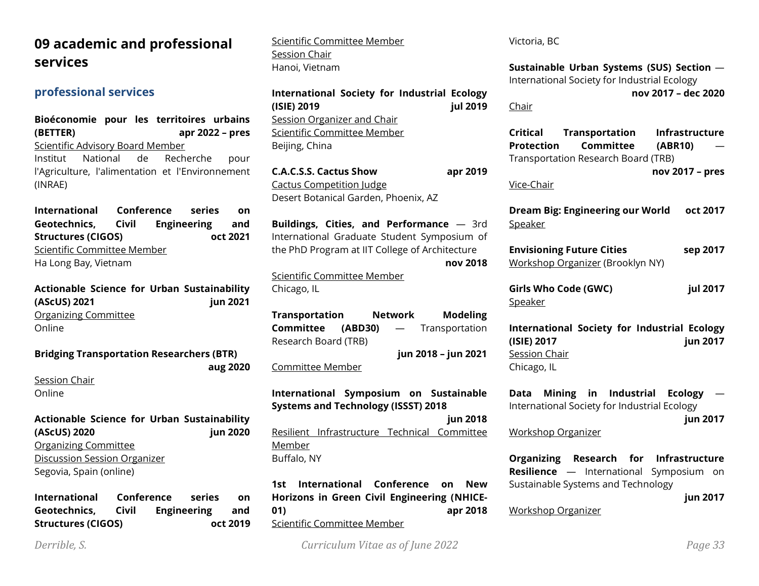# 09 academic and professional services

## professional services

**Bioéconomie pour les territoires urbains (BETTER)** **apr 2022 – pres**
Scientific Advisory Board Member
Institut National de Recherche pour l'Agriculture, l'alimentation et l'Environnement (INRAE)

**International Conference series on Geotechnics, Civil Engineering and Structures (CIGOS)** **oct 2021**
Scientific Committee Member
Ha Long Bay, Vietnam

**Actionable Science for Urban Sustainability (AScUS) 2021** **jun 2021**
Organizing Committee
Online

**Bridging Transportation Researchers (BTR)** **aug 2020**
Session Chair
Online

**Actionable Science for Urban Sustainability (AScUS) 2020** **jun 2020**
Organizing Committee
Discussion Session Organizer
Segovia, Spain (online)

**International Conference series on Geotechnics, Civil Engineering and Structures (CIGOS)** **oct 2019**
Scientific Committee Member
Session Chair
Hanoi, Vietnam

**International Society for Industrial Ecology (ISIE) 2019** **jul 2019**
Session Organizer and Chair
Scientific Committee Member
Beijing, China

**C.A.C.S.S. Cactus Show** **apr 2019**
Cactus Competition Judge
Desert Botanical Garden, Phoenix, AZ

**Buildings, Cities, and Performance** — 3rd International Graduate Student Symposium of the PhD Program at IIT College of Architecture **nov 2018**
Scientific Committee Member
Chicago, IL

**Transportation Network Modeling Committee (ABD30)** — Transportation Research Board (TRB) **jun 2018 – jun 2021**
Committee Member

**International Symposium on Sustainable Systems and Technology (ISSST) 2018** **jun 2018**
Resilient Infrastructure Technical Committee Member
Buffalo, NY

**1st International Conference on New Horizons in Green Civil Engineering (NHICE-01)** **apr 2018**
Scientific Committee Member
Victoria, BC

**Sustainable Urban Systems (SUS) Section** — International Society for Industrial Ecology **nov 2017 – dec 2020**
Chair

**Critical Transportation Infrastructure Protection Committee (ABR10)** — Transportation Research Board (TRB) **nov 2017 – pres**
Vice-Chair

**Dream Big: Engineering our World** **oct 2017**
Speaker

**Envisioning Future Cities** **sep 2017**
Workshop Organizer (Brooklyn NY)

**Girls Who Code (GWC)** **jul 2017**
Speaker

**International Society for Industrial Ecology (ISIE) 2017** **jun 2017**
Session Chair
Chicago, IL

**Data Mining in Industrial Ecology** — International Society for Industrial Ecology **jun 2017**
Workshop Organizer

**Organizing Research for Infrastructure Resilience** — International Symposium on Sustainable Systems and Technology **jun 2017**
Workshop Organizer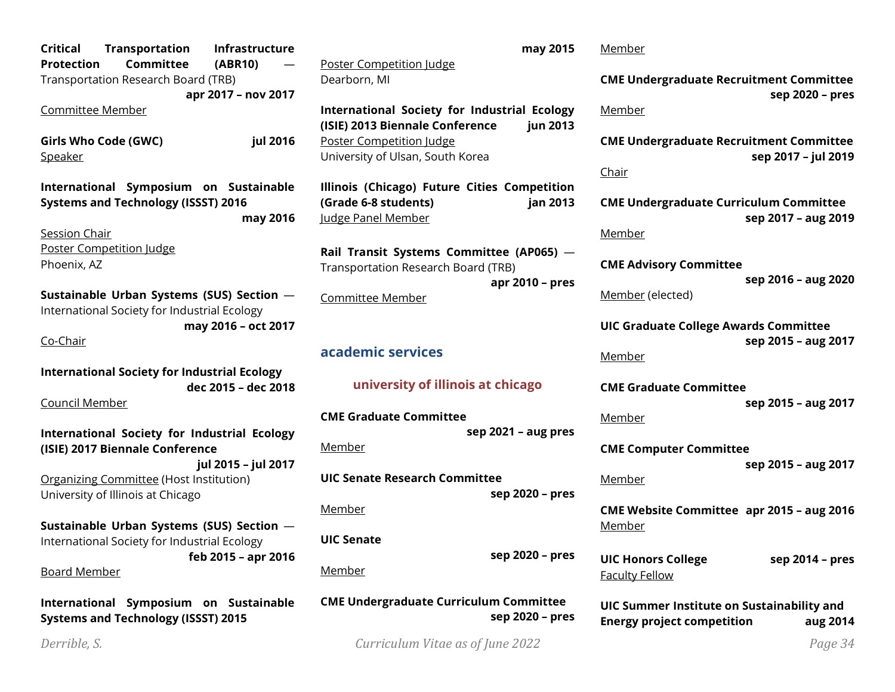**Critical Transportation Infrastructure Protection Committee (ABR10)** — Transportation Research Board (TRB)
**apr 2017 – nov 2017**
Committee Member

**Girls Who Code (GWC)** **jul 2016**
Speaker

**International Symposium on Sustainable Systems and Technology (ISSST) 2016**
**may 2016**
Session Chair
Poster Competition Judge
Phoenix, AZ

**Sustainable Urban Systems (SUS) Section** — International Society for Industrial Ecology
**may 2016 – oct 2017**
Co-Chair

**International Society for Industrial Ecology**
**dec 2015 – dec 2018**
Council Member

**International Society for Industrial Ecology (ISIE) 2017 Biennale Conference**
**jul 2015 – jul 2017**
Organizing Committee (Host Institution)
University of Illinois at Chicago

**Sustainable Urban Systems (SUS) Section** — International Society for Industrial Ecology
**feb 2015 – apr 2016**
Board Member

**International Symposium on Sustainable Systems and Technology (ISSST) 2015**
**may 2015**
Poster Competition Judge
Dearborn, MI

**International Society for Industrial Ecology (ISIE) 2013 Biennale Conference** **jun 2013**
Poster Competition Judge
University of Ulsan, South Korea

**Illinois (Chicago) Future Cities Competition (Grade 6-8 students)** **jan 2013**
Judge Panel Member

**Rail Transit Systems Committee (AP065)** — Transportation Research Board (TRB)
**apr 2010 – pres**
Committee Member

## academic services

### university of illinois at chicago

**CME Graduate Committee**
**sep 2021 – aug pres**
Member

**UIC Senate Research Committee**
**sep 2020 – pres**
Member

**UIC Senate**
**sep 2020 – pres**
Member

**CME Undergraduate Curriculum Committee**
**sep 2020 – pres**
Member

**CME Undergraduate Recruitment Committee**
**sep 2020 – pres**
Member

**CME Undergraduate Recruitment Committee**
**sep 2017 – jul 2019**
Chair

**CME Undergraduate Curriculum Committee**
**sep 2017 – aug 2019**
Member

**CME Advisory Committee**
**sep 2016 – aug 2020**
Member (elected)

**UIC Graduate College Awards Committee**
**sep 2015 – aug 2017**
Member

**CME Graduate Committee**
**sep 2015 – aug 2017**
Member

**CME Computer Committee**
**sep 2015 – aug 2017**
Member

**CME Website Committee** **apr 2015 – aug 2016**
Member

**UIC Honors College** **sep 2014 – pres**
Faculty Fellow

**UIC Summer Institute on Sustainability and Energy project competition** **aug 2014**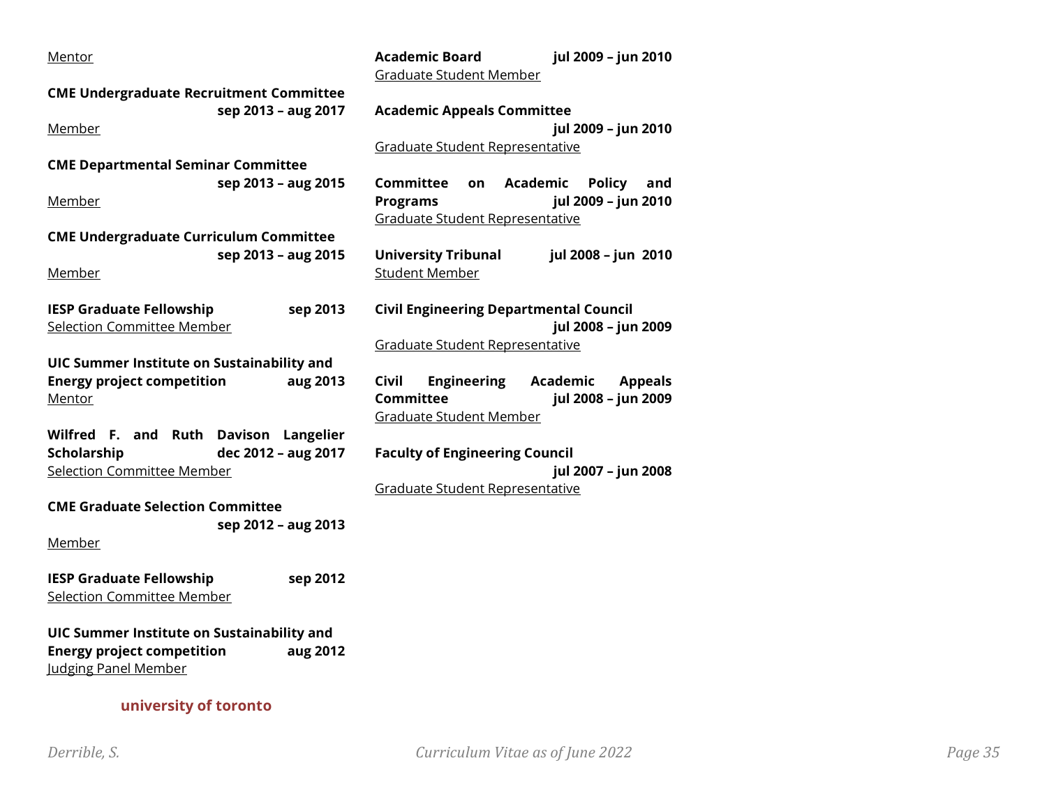Mentor

**CME Undergraduate Recruitment Committee** **sep 2013 – aug 2017**
Member

**CME Departmental Seminar Committee** **sep 2013 – aug 2015**
Member

**CME Undergraduate Curriculum Committee** **sep 2013 – aug 2015**
Member

**IESP Graduate Fellowship** **sep 2013**
Selection Committee Member

**UIC Summer Institute on Sustainability and Energy project competition** **aug 2013**
Mentor

**Wilfred F. and Ruth Davison Langelier Scholarship** **dec 2012 – aug 2017**
Selection Committee Member

**CME Graduate Selection Committee** **sep 2012 – aug 2013**
Member

**IESP Graduate Fellowship** **sep 2012**
Selection Committee Member

**UIC Summer Institute on Sustainability and Energy project competition** **aug 2012**
Judging Panel Member

## university of toronto

**Academic Board** **jul 2009 – jun 2010**
Graduate Student Member

**Academic Appeals Committee** **jul 2009 – jun 2010**
Graduate Student Representative

**Committee on Academic Policy and Programs** **jul 2009 – jun 2010**
Graduate Student Representative

**University Tribunal** **jul 2008 – jun 2010**
Student Member

**Civil Engineering Departmental Council** **jul 2008 – jun 2009**
Graduate Student Representative

**Civil Engineering Academic Appeals Committee** **jul 2008 – jun 2009**
Graduate Student Member

**Faculty of Engineering Council** **jul 2007 – jun 2008**
Graduate Student Representative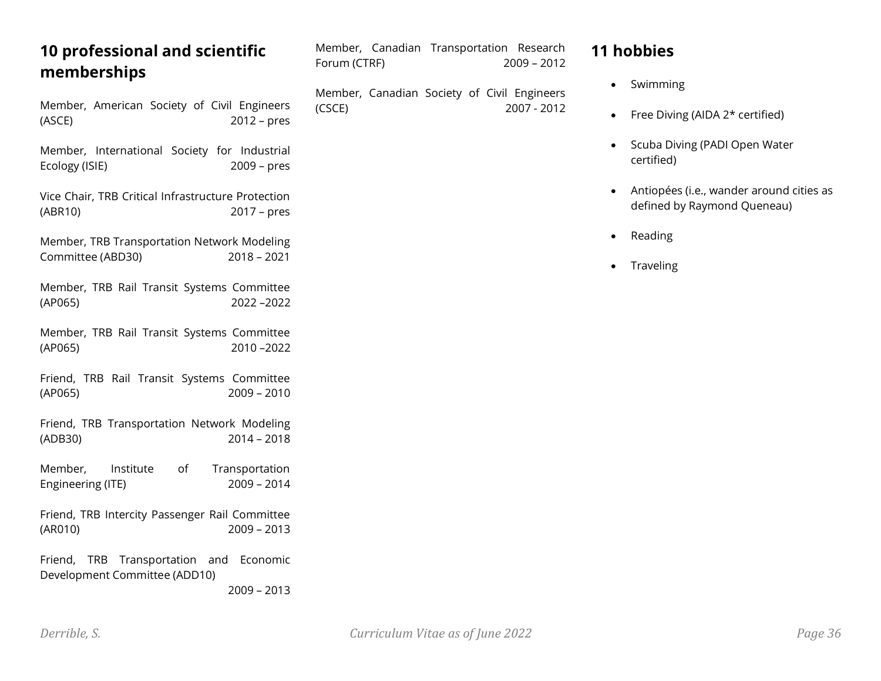## 10 professional and scientific memberships

Member, American Society of Civil Engineers (ASCE) 2012 – pres

Member, International Society for Industrial Ecology (ISIE) 2009 – pres

Vice Chair, TRB Critical Infrastructure Protection (ABR10) 2017 – pres

Member, TRB Transportation Network Modeling Committee (ABD30) 2018 – 2021

Member, TRB Rail Transit Systems Committee (AP065) 2022 –2022

Member, TRB Rail Transit Systems Committee (AP065) 2010 –2022

Friend, TRB Rail Transit Systems Committee (AP065) 2009 – 2010

Friend, TRB Transportation Network Modeling (ADB30) 2014 – 2018

Member, Institute of Transportation Engineering (ITE) 2009 – 2014

Friend, TRB Intercity Passenger Rail Committee (AR010) 2009 – 2013

Friend, TRB Transportation and Economic Development Committee (ADD10) 2009 – 2013

Member, Canadian Transportation Research Forum (CTRF) 2009 – 2012

Member, Canadian Society of Civil Engineers (CSCE) 2007 - 2012

## 11 hobbies

- Swimming
- Free Diving (AIDA 2* certified)
- Scuba Diving (PADI Open Water certified)
- Antiopées (i.e., wander around cities as defined by Raymond Queneau)
- Reading
- Traveling